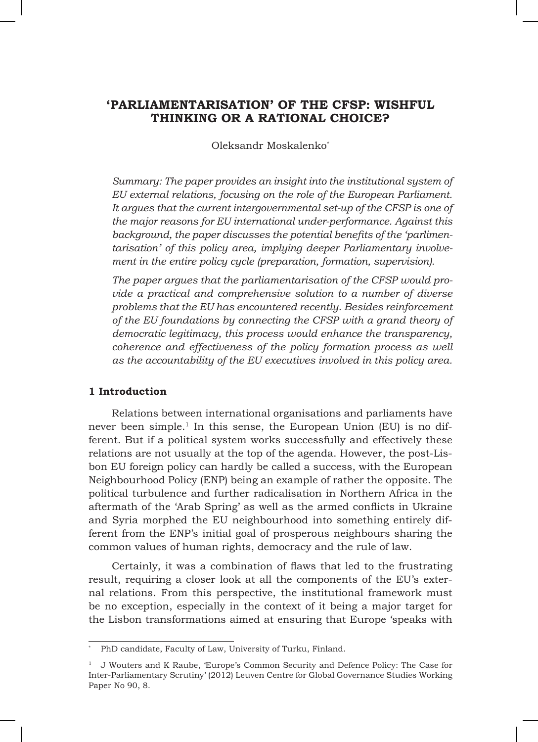# 'PARLIAMENTARISATION' OF THE CFSP: WISHFUL THINKING OR A RATIONAL CHOICE?

Oleksandr Moskalenko*

*Summary: The paper provides an insight into the institutional system of EU external relations, focusing on the role of the European Parliament. It argues that the current intergovernmental set-up of the CFSP is one of the major reasons for EU international under-performance. Against this background, the paper discusses the potential benefits of the 'parlimentarisation' of this policy area, implying deeper Parliamentary involvement in the entire policy cycle (preparation, formation, supervision).*

*The paper argues that the parliamentarisation of the CFSP would provide a practical and comprehensive solution to a number of diverse problems that the EU has encountered recently. Besides reinforcement of the EU foundations by connecting the CFSP with a grand theory of democratic legitimacy, this process would enhance the transparency, coherence and effectiveness of the policy formation process as well as the accountability of the EU executives involved in this policy area.*

## 1 Introduction

Relations between international organisations and parliaments have never been simple.[1] In this sense, the European Union (EU) is no different. But if a political system works successfully and effectively these relations are not usually at the top of the agenda. However, the post-Lisbon EU foreign policy can hardly be called a success, with the European Neighbourhood Policy (ENP) being an example of rather the opposite. The political turbulence and further radicalisation in Northern Africa in the aftermath of the 'Arab Spring' as well as the armed conflicts in Ukraine and Syria morphed the EU neighbourhood into something entirely different from the ENP's initial goal of prosperous neighbours sharing the common values of human rights, democracy and the rule of law.

Certainly, it was a combination of flaws that led to the frustrating result, requiring a closer look at all the components of the EU's external relations. From this perspective, the institutional framework must be no exception, especially in the context of it being a major target for the Lisbon transformations aimed at ensuring that Europe 'speaks with

---

\* PhD candidate, Faculty of Law, University of Turku, Finland.

[1] J Wouters and K Raube, 'Europe's Common Security and Defence Policy: The Case for Inter-Parliamentary Scrutiny' (2012) Leuven Centre for Global Governance Studies Working Paper No 90, 8.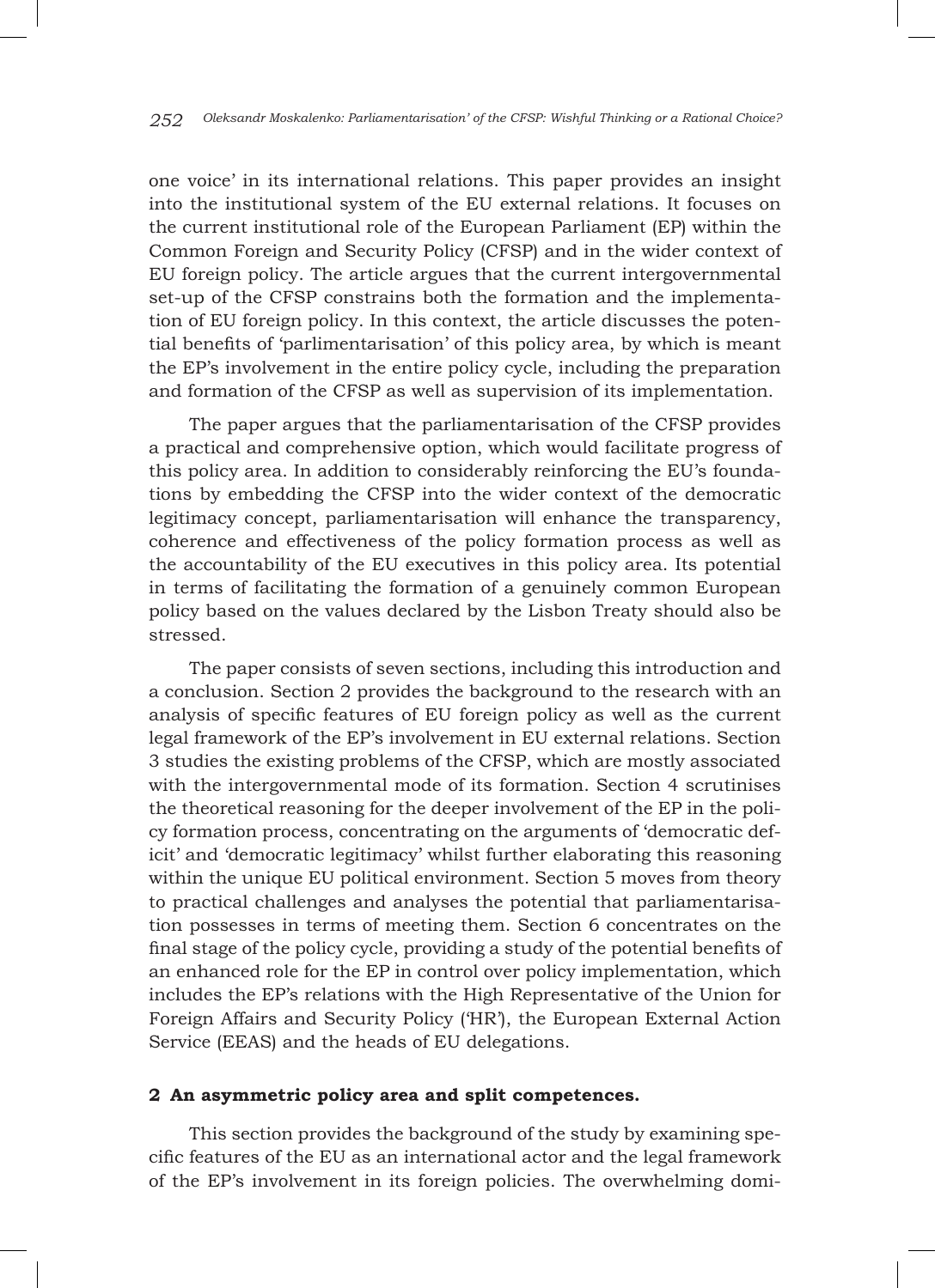one voice' in its international relations. This paper provides an insight into the institutional system of the EU external relations. It focuses on the current institutional role of the European Parliament (EP) within the Common Foreign and Security Policy (CFSP) and in the wider context of EU foreign policy. The article argues that the current intergovernmental set-up of the CFSP constrains both the formation and the implementation of EU foreign policy. In this context, the article discusses the potential benefits of 'parlimentarisation' of this policy area, by which is meant the EP's involvement in the entire policy cycle, including the preparation and formation of the CFSP as well as supervision of its implementation.

The paper argues that the parliamentarisation of the CFSP provides a practical and comprehensive option, which would facilitate progress of this policy area. In addition to considerably reinforcing the EU's foundations by embedding the CFSP into the wider context of the democratic legitimacy concept, parliamentarisation will enhance the transparency, coherence and effectiveness of the policy formation process as well as the accountability of the EU executives in this policy area. Its potential in terms of facilitating the formation of a genuinely common European policy based on the values declared by the Lisbon Treaty should also be stressed.

The paper consists of seven sections, including this introduction and a conclusion. Section 2 provides the background to the research with an analysis of specific features of EU foreign policy as well as the current legal framework of the EP's involvement in EU external relations. Section 3 studies the existing problems of the CFSP, which are mostly associated with the intergovernmental mode of its formation. Section 4 scrutinises the theoretical reasoning for the deeper involvement of the EP in the policy formation process, concentrating on the arguments of 'democratic deficit' and 'democratic legitimacy' whilst further elaborating this reasoning within the unique EU political environment. Section 5 moves from theory to practical challenges and analyses the potential that parliamentarisation possesses in terms of meeting them. Section 6 concentrates on the final stage of the policy cycle, providing a study of the potential benefits of an enhanced role for the EP in control over policy implementation, which includes the EP's relations with the High Representative of the Union for Foreign Affairs and Security Policy ('HR'), the European External Action Service (EEAS) and the heads of EU delegations.

## 2 An asymmetric policy area and split competences.

This section provides the background of the study by examining specific features of the EU as an international actor and the legal framework of the EP's involvement in its foreign policies. The overwhelming domi-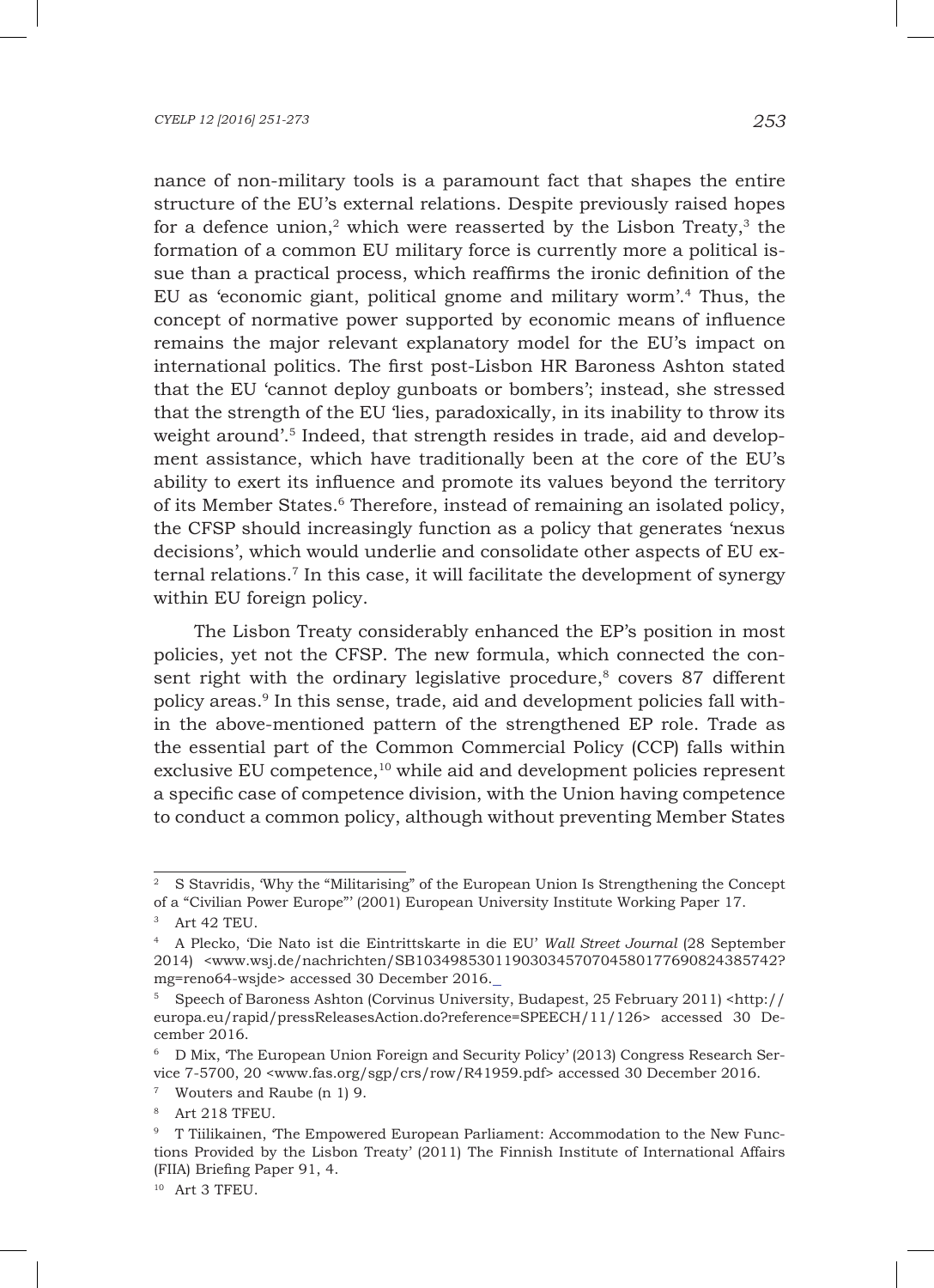nance of non-military tools is a paramount fact that shapes the entire structure of the EU's external relations. Despite previously raised hopes for a defence union,[2] which were reasserted by the Lisbon Treaty,[3] the formation of a common EU military force is currently more a political issue than a practical process, which reaffirms the ironic definition of the EU as 'economic giant, political gnome and military worm'.[4] Thus, the concept of normative power supported by economic means of influence remains the major relevant explanatory model for the EU's impact on international politics. The first post-Lisbon HR Baroness Ashton stated that the EU 'cannot deploy gunboats or bombers'; instead, she stressed that the strength of the EU 'lies, paradoxically, in its inability to throw its weight around'.[5] Indeed, that strength resides in trade, aid and development assistance, which have traditionally been at the core of the EU's ability to exert its influence and promote its values beyond the territory of its Member States.[6] Therefore, instead of remaining an isolated policy, the CFSP should increasingly function as a policy that generates 'nexus decisions', which would underlie and consolidate other aspects of EU external relations.[7] In this case, it will facilitate the development of synergy within EU foreign policy.

The Lisbon Treaty considerably enhanced the EP's position in most policies, yet not the CFSP. The new formula, which connected the consent right with the ordinary legislative procedure,[8] covers 87 different policy areas.[9] In this sense, trade, aid and development policies fall within the above-mentioned pattern of the strengthened EP role. Trade as the essential part of the Common Commercial Policy (CCP) falls within exclusive EU competence,[10] while aid and development policies represent a specific case of competence division, with the Union having competence to conduct a common policy, although without preventing Member States

---

[2] S Stavridis, 'Why the "Militarising" of the European Union Is Strengthening the Concept of a "Civilian Power Europe"' (2001) European University Institute Working Paper 17.

[3] Art 42 TEU.

[4] A Plecko, 'Die Nato ist die Eintrittskarte in die EU' *Wall Street Journal* (28 September 2014) <www.wsj.de/nachrichten/SB10349853011903034570704580177690824385742?mg=reno64-wsjde> accessed 30 December 2016._

[5] Speech of Baroness Ashton (Corvinus University, Budapest, 25 February 2011) <http://europa.eu/rapid/pressReleasesAction.do?reference=SPEECH/11/126> accessed 30 December 2016.

[6] D Mix, 'The European Union Foreign and Security Policy' (2013) Congress Research Service 7-5700, 20 <www.fas.org/sgp/crs/row/R41959.pdf> accessed 30 December 2016.

[7] Wouters and Raube (n 1) 9.

[8] Art 218 TFEU.

[9] T Tiilikainen, 'The Empowered European Parliament: Accommodation to the New Functions Provided by the Lisbon Treaty' (2011) The Finnish Institute of International Affairs (FIIA) Briefing Paper 91, 4.

[10] Art 3 TFEU.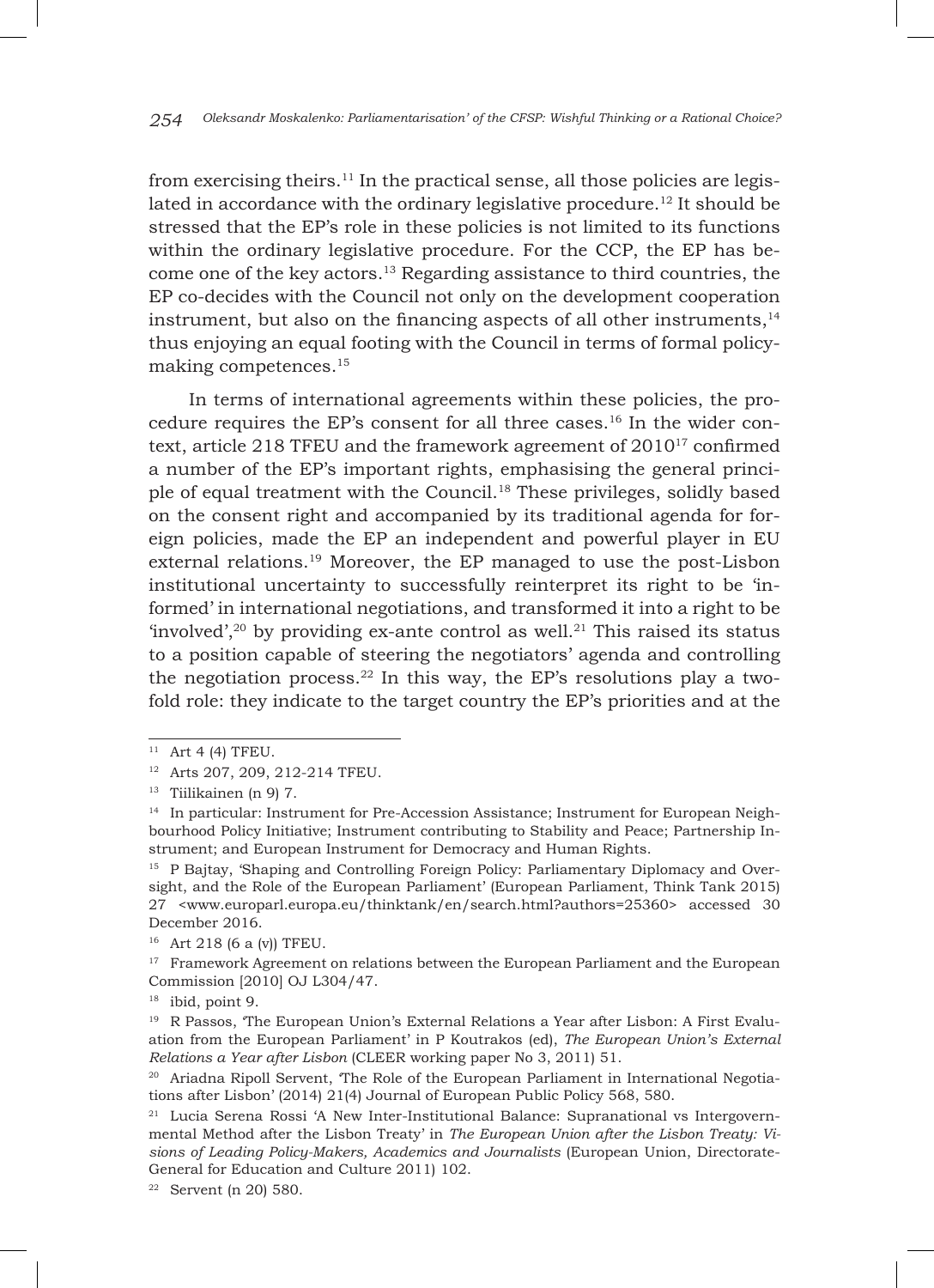from exercising theirs.[11] In the practical sense, all those policies are legislated in accordance with the ordinary legislative procedure.[12] It should be stressed that the EP's role in these policies is not limited to its functions within the ordinary legislative procedure. For the CCP, the EP has become one of the key actors.[13] Regarding assistance to third countries, the EP co-decides with the Council not only on the development cooperation instrument, but also on the financing aspects of all other instruments,[14] thus enjoying an equal footing with the Council in terms of formal policy-making competences.[15]

In terms of international agreements within these policies, the procedure requires the EP's consent for all three cases.[16] In the wider context, article 218 TFEU and the framework agreement of 2010[17] confirmed a number of the EP's important rights, emphasising the general principle of equal treatment with the Council.[18] These privileges, solidly based on the consent right and accompanied by its traditional agenda for foreign policies, made the EP an independent and powerful player in EU external relations.[19] Moreover, the EP managed to use the post-Lisbon institutional uncertainty to successfully reinterpret its right to be 'informed' in international negotiations, and transformed it into a right to be 'involved',[20] by providing ex-ante control as well.[21] This raised its status to a position capable of steering the negotiators' agenda and controlling the negotiation process.[22] In this way, the EP's resolutions play a twofold role: they indicate to the target country the EP's priorities and at the

---

[11] Art 4 (4) TFEU.

[12] Arts 207, 209, 212-214 TFEU.

[13] Tiilikainen (n 9) 7.

[14] In particular: Instrument for Pre-Accession Assistance; Instrument for European Neighbourhood Policy Initiative; Instrument contributing to Stability and Peace; Partnership Instrument; and European Instrument for Democracy and Human Rights.

[15] P Bajtay, 'Shaping and Controlling Foreign Policy: Parliamentary Diplomacy and Oversight, and the Role of the European Parliament' (European Parliament, Think Tank 2015) 27 <www.europarl.europa.eu/thinktank/en/search.html?authors=25360> accessed 30 December 2016.

[16] Art 218 (6 a (v)) TFEU.

[17] Framework Agreement on relations between the European Parliament and the European Commission [2010] OJ L304/47.

[18] ibid, point 9.

[19] R Passos, 'The European Union's External Relations a Year after Lisbon: A First Evaluation from the European Parliament' in P Koutrakos (ed), *The European Union's External Relations a Year after Lisbon* (CLEER working paper No 3, 2011) 51.

[20] Ariadna Ripoll Servent, 'The Role of the European Parliament in International Negotiations after Lisbon' (2014) 21(4) Journal of European Public Policy 568, 580.

[21] Lucia Serena Rossi 'A New Inter-Institutional Balance: Supranational vs Intergovernmental Method after the Lisbon Treaty' in *The European Union after the Lisbon Treaty: Visions of Leading Policy-Makers, Academics and Journalists* (European Union, Directorate-General for Education and Culture 2011) 102.

[22] Servent (n 20) 580.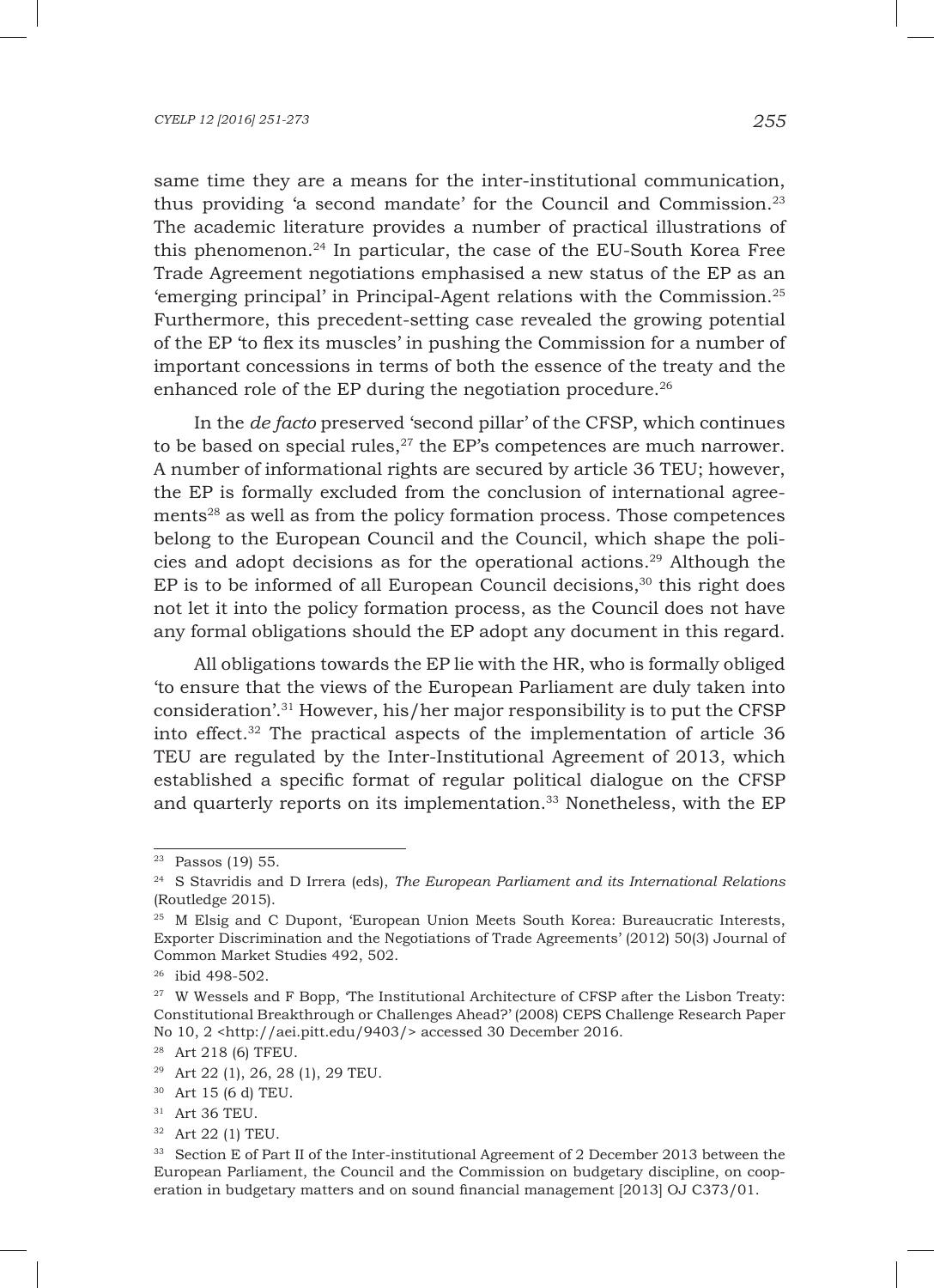same time they are a means for the inter-institutional communication, thus providing 'a second mandate' for the Council and Commission.[23] The academic literature provides a number of practical illustrations of this phenomenon.[24] In particular, the case of the EU-South Korea Free Trade Agreement negotiations emphasised a new status of the EP as an 'emerging principal' in Principal-Agent relations with the Commission.[25] Furthermore, this precedent-setting case revealed the growing potential of the EP 'to flex its muscles' in pushing the Commission for a number of important concessions in terms of both the essence of the treaty and the enhanced role of the EP during the negotiation procedure.[26]

In the *de facto* preserved 'second pillar' of the CFSP, which continues to be based on special rules,[27] the EP's competences are much narrower. A number of informational rights are secured by article 36 TEU; however, the EP is formally excluded from the conclusion of international agreements[28] as well as from the policy formation process. Those competences belong to the European Council and the Council, which shape the policies and adopt decisions as for the operational actions.[29] Although the EP is to be informed of all European Council decisions,[30] this right does not let it into the policy formation process, as the Council does not have any formal obligations should the EP adopt any document in this regard.

All obligations towards the EP lie with the HR, who is formally obliged 'to ensure that the views of the European Parliament are duly taken into consideration'.[31] However, his/her major responsibility is to put the CFSP into effect.[32] The practical aspects of the implementation of article 36 TEU are regulated by the Inter-Institutional Agreement of 2013, which established a specific format of regular political dialogue on the CFSP and quarterly reports on its implementation.[33] Nonetheless, with the EP

---

[23] Passos (19) 55.

[24] S Stavridis and D Irrera (eds), *The European Parliament and its International Relations* (Routledge 2015).

[25] M Elsig and C Dupont, 'European Union Meets South Korea: Bureaucratic Interests, Exporter Discrimination and the Negotiations of Trade Agreements' (2012) 50(3) Journal of Common Market Studies 492, 502.

[26] ibid 498-502.

[27] W Wessels and F Bopp, 'The Institutional Architecture of CFSP after the Lisbon Treaty: Constitutional Breakthrough or Challenges Ahead?' (2008) CEPS Challenge Research Paper No 10, 2 <http://aei.pitt.edu/9403/> accessed 30 December 2016.

[28] Art 218 (6) TFEU.

[29] Art 22 (1), 26, 28 (1), 29 TEU.

[30] Art 15 (6 d) TEU.

[31] Art 36 TEU.

[32] Art 22 (1) TEU.

[33] Section E of Part II of the Inter-institutional Agreement of 2 December 2013 between the European Parliament, the Council and the Commission on budgetary discipline, on cooperation in budgetary matters and on sound financial management [2013] OJ C373/01.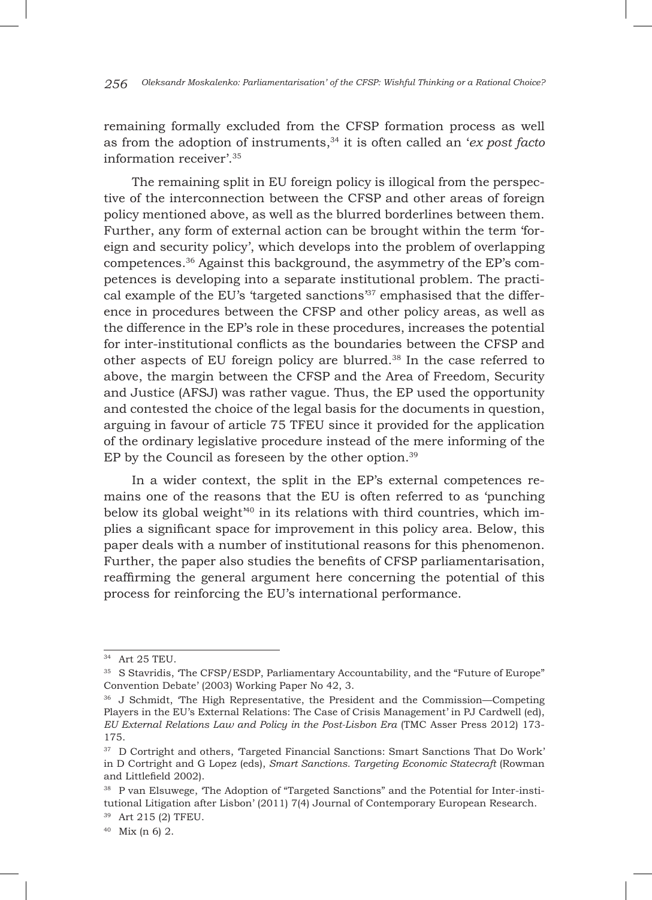remaining formally excluded from the CFSP formation process as well as from the adoption of instruments,[34] it is often called an '*ex post facto* information receiver'.[35]

The remaining split in EU foreign policy is illogical from the perspective of the interconnection between the CFSP and other areas of foreign policy mentioned above, as well as the blurred borderlines between them. Further, any form of external action can be brought within the term 'foreign and security policy', which develops into the problem of overlapping competences.[36] Against this background, the asymmetry of the EP's competences is developing into a separate institutional problem. The practical example of the EU's 'targeted sanctions'[37] emphasised that the difference in procedures between the CFSP and other policy areas, as well as the difference in the EP's role in these procedures, increases the potential for inter-institutional conflicts as the boundaries between the CFSP and other aspects of EU foreign policy are blurred.[38] In the case referred to above, the margin between the CFSP and the Area of Freedom, Security and Justice (AFSJ) was rather vague. Thus, the EP used the opportunity and contested the choice of the legal basis for the documents in question, arguing in favour of article 75 TFEU since it provided for the application of the ordinary legislative procedure instead of the mere informing of the EP by the Council as foreseen by the other option.[39]

In a wider context, the split in the EP's external competences remains one of the reasons that the EU is often referred to as 'punching below its global weight'[40] in its relations with third countries, which implies a significant space for improvement in this policy area. Below, this paper deals with a number of institutional reasons for this phenomenon. Further, the paper also studies the benefits of CFSP parliamentarisation, reaffirming the general argument here concerning the potential of this process for reinforcing the EU's international performance.

---

[34] Art 25 TEU.

[35] S Stavridis, 'The CFSP/ESDP, Parliamentary Accountability, and the "Future of Europe" Convention Debate' (2003) Working Paper No 42, 3.

[36] J Schmidt, 'The High Representative, the President and the Commission—Competing Players in the EU's External Relations: The Case of Crisis Management' in PJ Cardwell (ed), *EU External Relations Law and Policy in the Post-Lisbon Era* (TMC Asser Press 2012) 173-175.

[37] D Cortright and others, 'Targeted Financial Sanctions: Smart Sanctions That Do Work' in D Cortright and G Lopez (eds), *Smart Sanctions. Targeting Economic Statecraft* (Rowman and Littlefield 2002).

[38] P van Elsuwege, 'The Adoption of "Targeted Sanctions" and the Potential for Inter-institutional Litigation after Lisbon' (2011) 7(4) Journal of Contemporary European Research.

[39] Art 215 (2) TFEU.

[40] Mix (n 6) 2.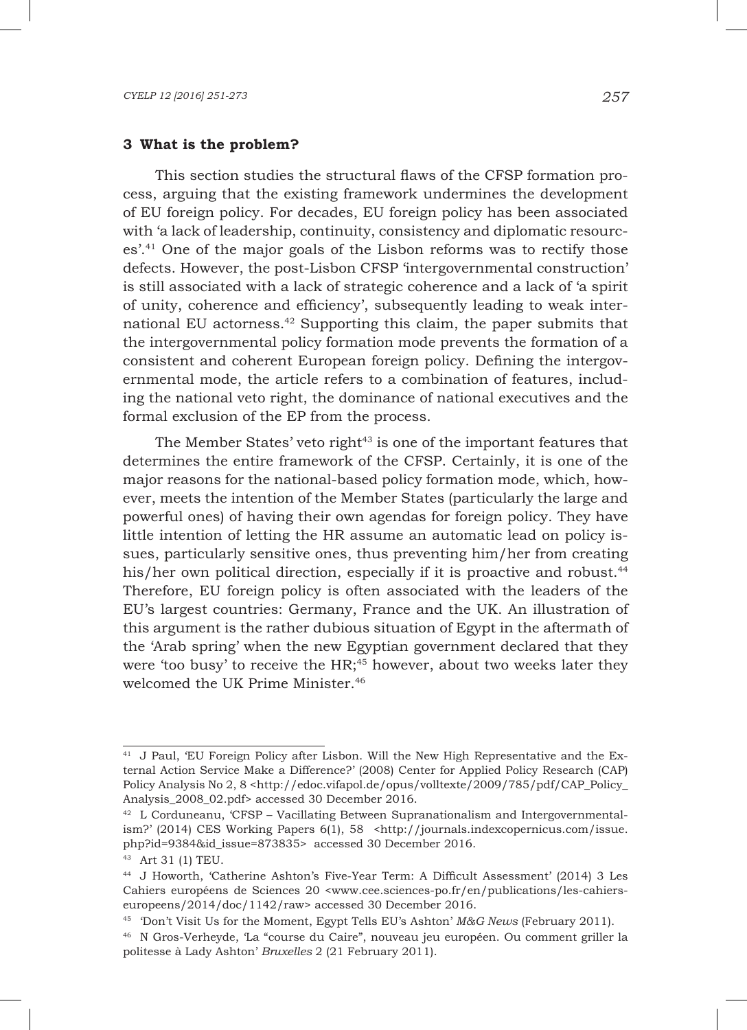## 3 What is the problem?

This section studies the structural flaws of the CFSP formation process, arguing that the existing framework undermines the development of EU foreign policy. For decades, EU foreign policy has been associated with 'a lack of leadership, continuity, consistency and diplomatic resources'.[41] One of the major goals of the Lisbon reforms was to rectify those defects. However, the post-Lisbon CFSP 'intergovernmental construction' is still associated with a lack of strategic coherence and a lack of 'a spirit of unity, coherence and efficiency', subsequently leading to weak international EU actorness.[42] Supporting this claim, the paper submits that the intergovernmental policy formation mode prevents the formation of a consistent and coherent European foreign policy. Defining the intergovernmental mode, the article refers to a combination of features, including the national veto right, the dominance of national executives and the formal exclusion of the EP from the process.

The Member States' veto right[43] is one of the important features that determines the entire framework of the CFSP. Certainly, it is one of the major reasons for the national-based policy formation mode, which, however, meets the intention of the Member States (particularly the large and powerful ones) of having their own agendas for foreign policy. They have little intention of letting the HR assume an automatic lead on policy issues, particularly sensitive ones, thus preventing him/her from creating his/her own political direction, especially if it is proactive and robust.[44] Therefore, EU foreign policy is often associated with the leaders of the EU's largest countries: Germany, France and the UK. An illustration of this argument is the rather dubious situation of Egypt in the aftermath of the 'Arab spring' when the new Egyptian government declared that they were 'too busy' to receive the HR;[45] however, about two weeks later they welcomed the UK Prime Minister.[46]

---

[41] J Paul, 'EU Foreign Policy after Lisbon. Will the New High Representative and the External Action Service Make a Difference?' (2008) Center for Applied Policy Research (CAP) Policy Analysis No 2, 8 <http://edoc.vifapol.de/opus/volltexte/2009/785/pdf/CAP_Policy_Analysis_2008_02.pdf> accessed 30 December 2016.

[42] L Corduneanu, 'CFSP – Vacillating Between Supranationalism and Intergovernmentalism?' (2014) CES Working Papers 6(1), 58 <http://journals.indexcopernicus.com/issue.php?id=9384&id_issue=873835> accessed 30 December 2016.

[43] Art 31 (1) TEU.

[44] J Howorth, 'Catherine Ashton's Five-Year Term: A Difficult Assessment' (2014) 3 Les Cahiers européens de Sciences 20 <www.cee.sciences-po.fr/en/publications/les-cahiers-europeens/2014/doc/1142/raw> accessed 30 December 2016.

[45] 'Don't Visit Us for the Moment, Egypt Tells EU's Ashton' *M&G News* (February 2011).

[46] N Gros-Verheyde, 'La "course du Caire", nouveau jeu européen. Ou comment griller la politesse à Lady Ashton' *Bruxelles* 2 (21 February 2011).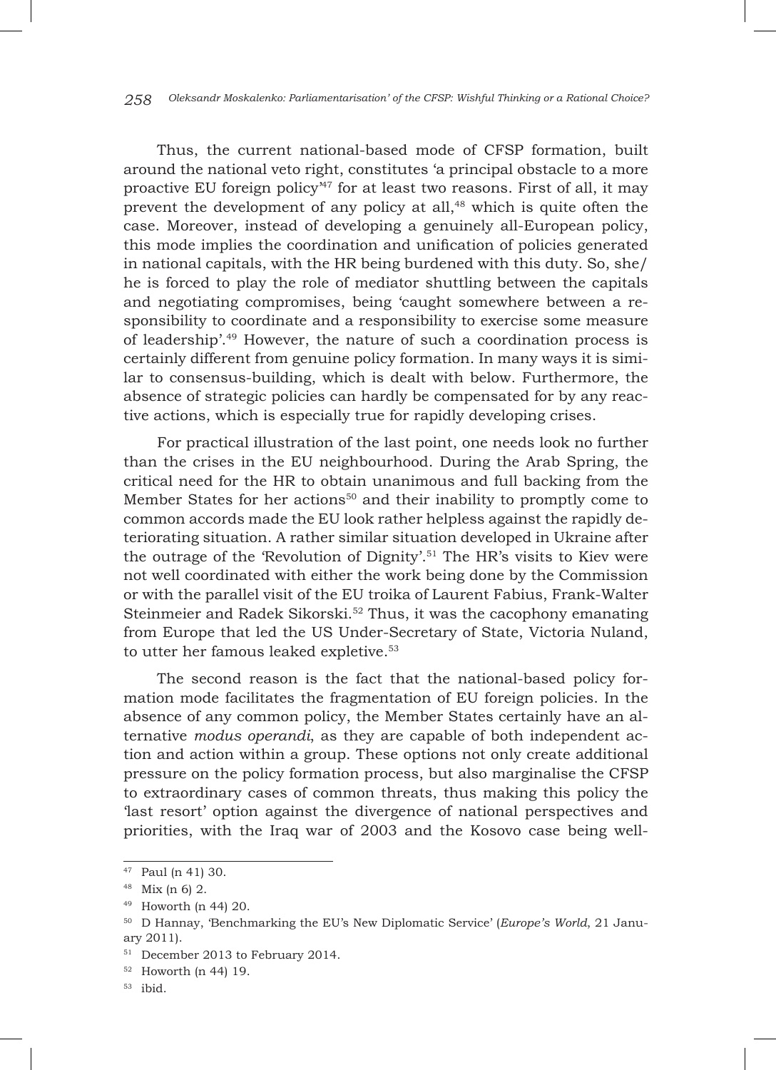Thus, the current national-based mode of CFSP formation, built around the national veto right, constitutes 'a principal obstacle to a more proactive EU foreign policy'[47] for at least two reasons. First of all, it may prevent the development of any policy at all,[48] which is quite often the case. Moreover, instead of developing a genuinely all-European policy, this mode implies the coordination and unification of policies generated in national capitals, with the HR being burdened with this duty. So, she/he is forced to play the role of mediator shuttling between the capitals and negotiating compromises, being 'caught somewhere between a responsibility to coordinate and a responsibility to exercise some measure of leadership'.[49] However, the nature of such a coordination process is certainly different from genuine policy formation. In many ways it is similar to consensus-building, which is dealt with below. Furthermore, the absence of strategic policies can hardly be compensated for by any reactive actions, which is especially true for rapidly developing crises.

For practical illustration of the last point, one needs look no further than the crises in the EU neighbourhood. During the Arab Spring, the critical need for the HR to obtain unanimous and full backing from the Member States for her actions[50] and their inability to promptly come to common accords made the EU look rather helpless against the rapidly deteriorating situation. A rather similar situation developed in Ukraine after the outrage of the 'Revolution of Dignity'.[51] The HR's visits to Kiev were not well coordinated with either the work being done by the Commission or with the parallel visit of the EU troika of Laurent Fabius, Frank-Walter Steinmeier and Radek Sikorski.[52] Thus, it was the cacophony emanating from Europe that led the US Under-Secretary of State, Victoria Nuland, to utter her famous leaked expletive.[53]

The second reason is the fact that the national-based policy formation mode facilitates the fragmentation of EU foreign policies. In the absence of any common policy, the Member States certainly have an alternative *modus operandi*, as they are capable of both independent action and action within a group. These options not only create additional pressure on the policy formation process, but also marginalise the CFSP to extraordinary cases of common threats, thus making this policy the 'last resort' option against the divergence of national perspectives and priorities, with the Iraq war of 2003 and the Kosovo case being well-

---

[47] Paul (n 41) 30.

[48] Mix (n 6) 2.

[49] Howorth (n 44) 20.

[50] D Hannay, 'Benchmarking the EU's New Diplomatic Service' (*Europe's World*, 21 January 2011).

[51] December 2013 to February 2014.

[52] Howorth (n 44) 19.

[53] ibid.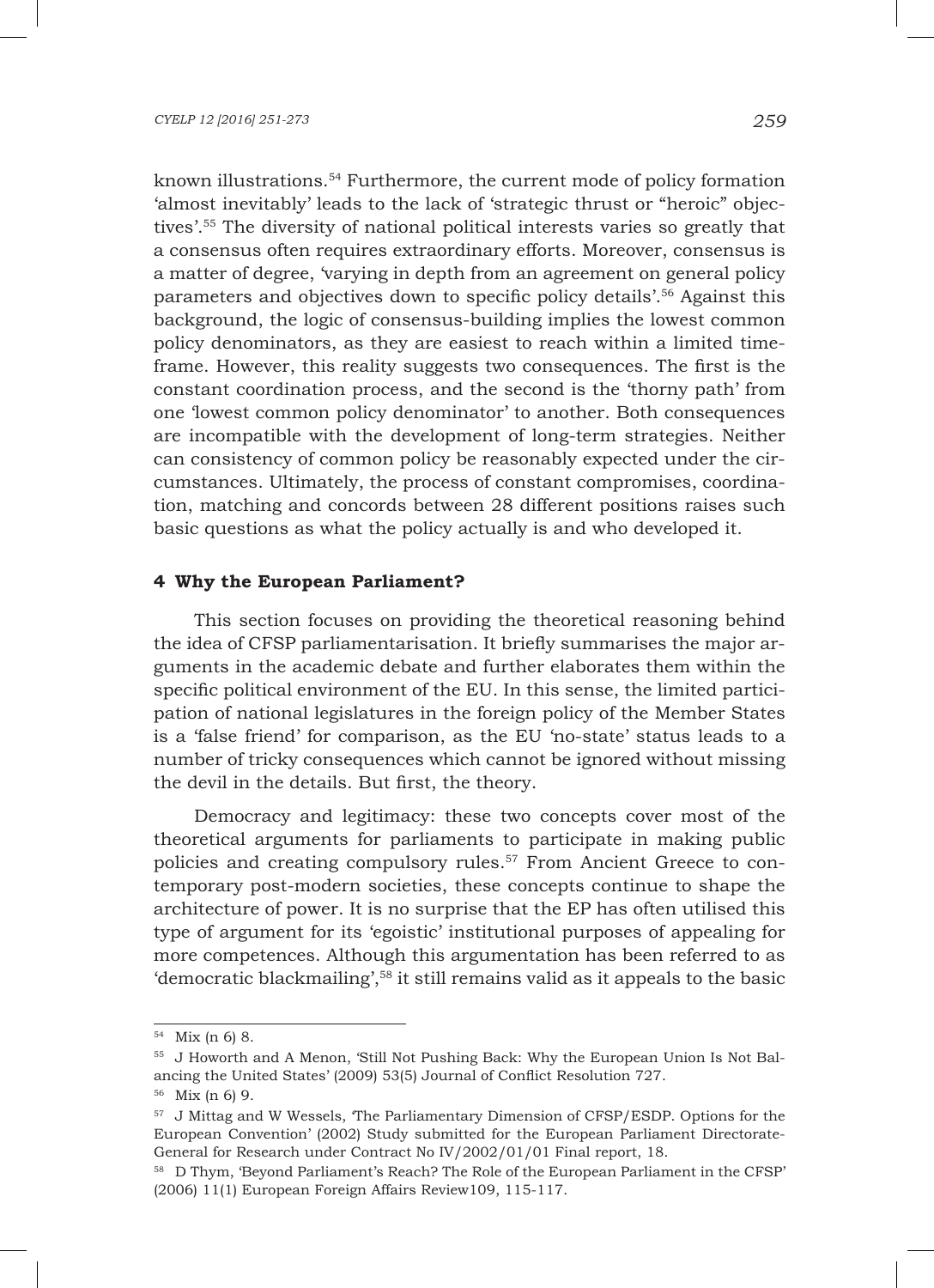known illustrations.[54] Furthermore, the current mode of policy formation 'almost inevitably' leads to the lack of 'strategic thrust or "heroic" objectives'.[55] The diversity of national political interests varies so greatly that a consensus often requires extraordinary efforts. Moreover, consensus is a matter of degree, 'varying in depth from an agreement on general policy parameters and objectives down to specific policy details'.[56] Against this background, the logic of consensus-building implies the lowest common policy denominators, as they are easiest to reach within a limited timeframe. However, this reality suggests two consequences. The first is the constant coordination process, and the second is the 'thorny path' from one 'lowest common policy denominator' to another. Both consequences are incompatible with the development of long-term strategies. Neither can consistency of common policy be reasonably expected under the circumstances. Ultimately, the process of constant compromises, coordination, matching and concords between 28 different positions raises such basic questions as what the policy actually is and who developed it.

## 4 Why the European Parliament?

This section focuses on providing the theoretical reasoning behind the idea of CFSP parliamentarisation. It briefly summarises the major arguments in the academic debate and further elaborates them within the specific political environment of the EU. In this sense, the limited participation of national legislatures in the foreign policy of the Member States is a 'false friend' for comparison, as the EU 'no-state' status leads to a number of tricky consequences which cannot be ignored without missing the devil in the details. But first, the theory.

Democracy and legitimacy: these two concepts cover most of the theoretical arguments for parliaments to participate in making public policies and creating compulsory rules.[57] From Ancient Greece to contemporary post-modern societies, these concepts continue to shape the architecture of power. It is no surprise that the EP has often utilised this type of argument for its 'egoistic' institutional purposes of appealing for more competences. Although this argumentation has been referred to as 'democratic blackmailing',[58] it still remains valid as it appeals to the basic

---

[54] Mix (n 6) 8.

[55] J Howorth and A Menon, 'Still Not Pushing Back: Why the European Union Is Not Balancing the United States' (2009) 53(5) Journal of Conflict Resolution 727.

[56] Mix (n 6) 9.

[57] J Mittag and W Wessels, 'The Parliamentary Dimension of CFSP/ESDP. Options for the European Convention' (2002) Study submitted for the European Parliament Directorate-General for Research under Contract No IV/2002/01/01 Final report, 18.

[58] D Thym, 'Beyond Parliament's Reach? The Role of the European Parliament in the CFSP' (2006) 11(1) European Foreign Affairs Review109, 115-117.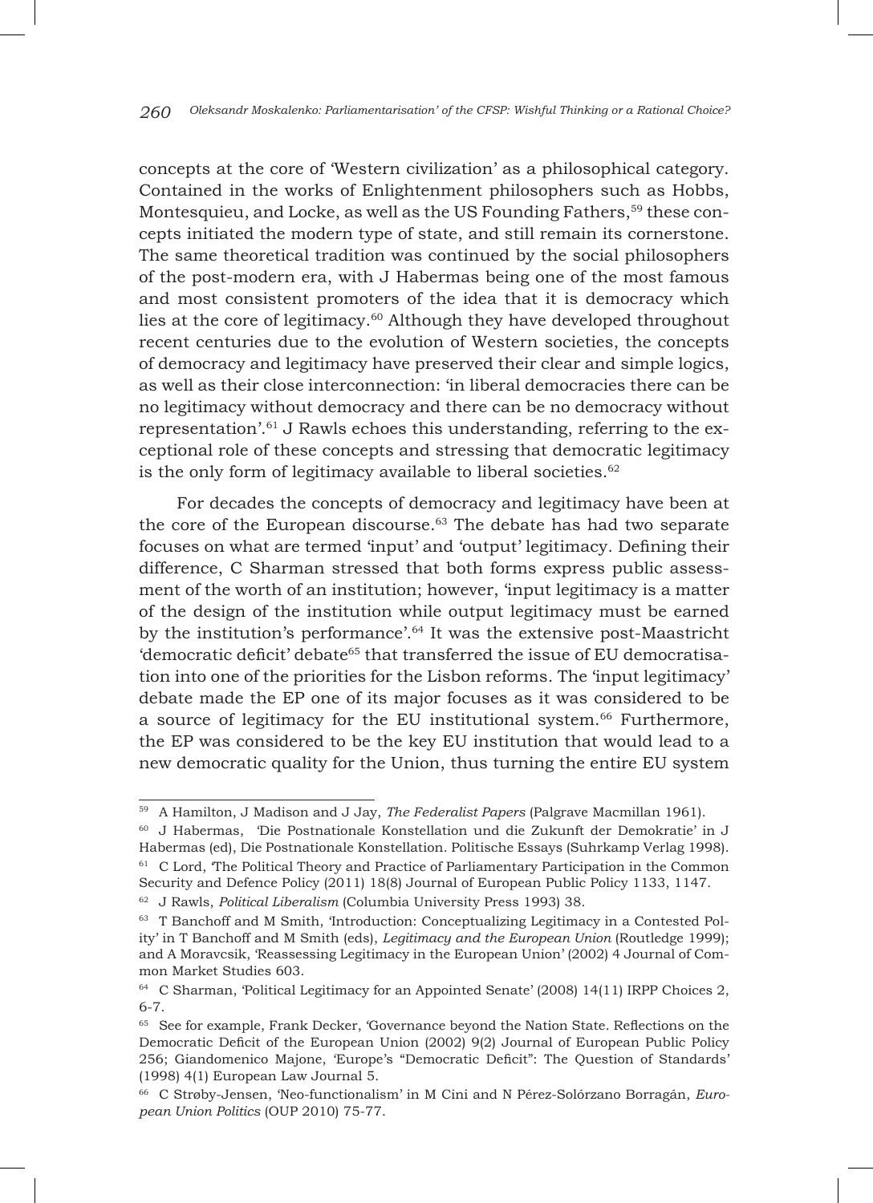concepts at the core of 'Western civilization' as a philosophical category. Contained in the works of Enlightenment philosophers such as Hobbs, Montesquieu, and Locke, as well as the US Founding Fathers,[59] these concepts initiated the modern type of state, and still remain its cornerstone. The same theoretical tradition was continued by the social philosophers of the post-modern era, with J Habermas being one of the most famous and most consistent promoters of the idea that it is democracy which lies at the core of legitimacy.[60] Although they have developed throughout recent centuries due to the evolution of Western societies, the concepts of democracy and legitimacy have preserved their clear and simple logics, as well as their close interconnection: 'in liberal democracies there can be no legitimacy without democracy and there can be no democracy without representation'.[61] J Rawls echoes this understanding, referring to the exceptional role of these concepts and stressing that democratic legitimacy is the only form of legitimacy available to liberal societies.[62]

For decades the concepts of democracy and legitimacy have been at the core of the European discourse.[63] The debate has had two separate focuses on what are termed 'input' and 'output' legitimacy. Defining their difference, C Sharman stressed that both forms express public assessment of the worth of an institution; however, 'input legitimacy is a matter of the design of the institution while output legitimacy must be earned by the institution's performance'.[64] It was the extensive post-Maastricht 'democratic deficit' debate[65] that transferred the issue of EU democratisation into one of the priorities for the Lisbon reforms. The 'input legitimacy' debate made the EP one of its major focuses as it was considered to be a source of legitimacy for the EU institutional system.[66] Furthermore, the EP was considered to be the key EU institution that would lead to a new democratic quality for the Union, thus turning the entire EU system

---

[59] A Hamilton, J Madison and J Jay, *The Federalist Papers* (Palgrave Macmillan 1961).

[60] J Habermas, 'Die Postnationale Konstellation und die Zukunft der Demokratie' in J Habermas (ed), Die Postnationale Konstellation. Politische Essays (Suhrkamp Verlag 1998).

[61] C Lord, 'The Political Theory and Practice of Parliamentary Participation in the Common Security and Defence Policy (2011) 18(8) Journal of European Public Policy 1133, 1147.

[62] J Rawls, *Political Liberalism* (Columbia University Press 1993) 38.

[63] T Banchoff and M Smith, 'Introduction: Conceptualizing Legitimacy in a Contested Polity' in T Banchoff and M Smith (eds), *Legitimacy and the European Union* (Routledge 1999); and A Moravcsik, 'Reassessing Legitimacy in the European Union' (2002) 4 Journal of Common Market Studies 603.

[64] C Sharman, 'Political Legitimacy for an Appointed Senate' (2008) 14(11) IRPP Choices 2, 6-7.

[65] See for example, Frank Decker, 'Governance beyond the Nation State. Reflections on the Democratic Deficit of the European Union (2002) 9(2) Journal of European Public Policy 256; Giandomenico Majone, 'Europe's "Democratic Deficit": The Question of Standards' (1998) 4(1) European Law Journal 5.

[66] C Strøby-Jensen, 'Neo-functionalism' in M Cini and N Pérez-Solórzano Borragán, *European Union Politics* (OUP 2010) 75-77.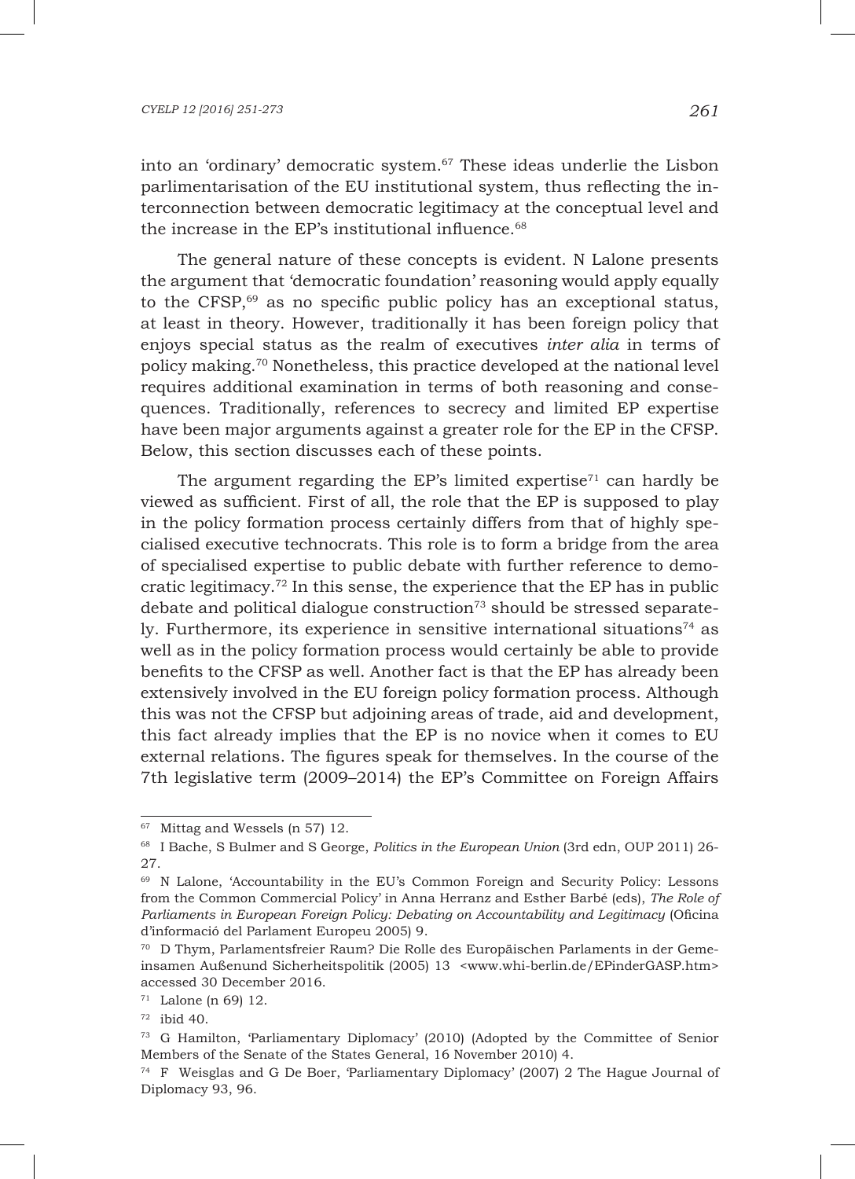into an 'ordinary' democratic system.[67] These ideas underlie the Lisbon parlimentarisation of the EU institutional system, thus reflecting the interconnection between democratic legitimacy at the conceptual level and the increase in the EP's institutional influence.[68]

The general nature of these concepts is evident. N Lalone presents the argument that 'democratic foundation' reasoning would apply equally to the CFSP,[69] as no specific public policy has an exceptional status, at least in theory. However, traditionally it has been foreign policy that enjoys special status as the realm of executives *inter alia* in terms of policy making.[70] Nonetheless, this practice developed at the national level requires additional examination in terms of both reasoning and consequences. Traditionally, references to secrecy and limited EP expertise have been major arguments against a greater role for the EP in the CFSP. Below, this section discusses each of these points.

The argument regarding the EP's limited expertise[71] can hardly be viewed as sufficient. First of all, the role that the EP is supposed to play in the policy formation process certainly differs from that of highly specialised executive technocrats. This role is to form a bridge from the area of specialised expertise to public debate with further reference to democratic legitimacy.[72] In this sense, the experience that the EP has in public debate and political dialogue construction[73] should be stressed separately. Furthermore, its experience in sensitive international situations[74] as well as in the policy formation process would certainly be able to provide benefits to the CFSP as well. Another fact is that the EP has already been extensively involved in the EU foreign policy formation process. Although this was not the CFSP but adjoining areas of trade, aid and development, this fact already implies that the EP is no novice when it comes to EU external relations. The figures speak for themselves. In the course of the 7th legislative term (2009–2014) the EP's Committee on Foreign Affairs

---

[67] Mittag and Wessels (n 57) 12.

[68] I Bache, S Bulmer and S George, *Politics in the European Union* (3rd edn, OUP 2011) 26-27.

[69] N Lalone, 'Accountability in the EU's Common Foreign and Security Policy: Lessons from the Common Commercial Policy' in Anna Herranz and Esther Barbé (eds), *The Role of Parliaments in European Foreign Policy: Debating on Accountability and Legitimacy* (Oficina d'informació del Parlament Europeu 2005) 9.

[70] D Thym, Parlamentsfreier Raum? Die Rolle des Europäischen Parlaments in der Gemeinsamen Außenund Sicherheitspolitik (2005) 13 <www.whi-berlin.de/EPinderGASP.htm> accessed 30 December 2016.

[71] Lalone (n 69) 12.

[72] ibid 40.

[73] G Hamilton, 'Parliamentary Diplomacy' (2010) (Adopted by the Committee of Senior Members of the Senate of the States General, 16 November 2010) 4.

[74] F Weisglas and G De Boer, 'Parliamentary Diplomacy' (2007) 2 The Hague Journal of Diplomacy 93, 96.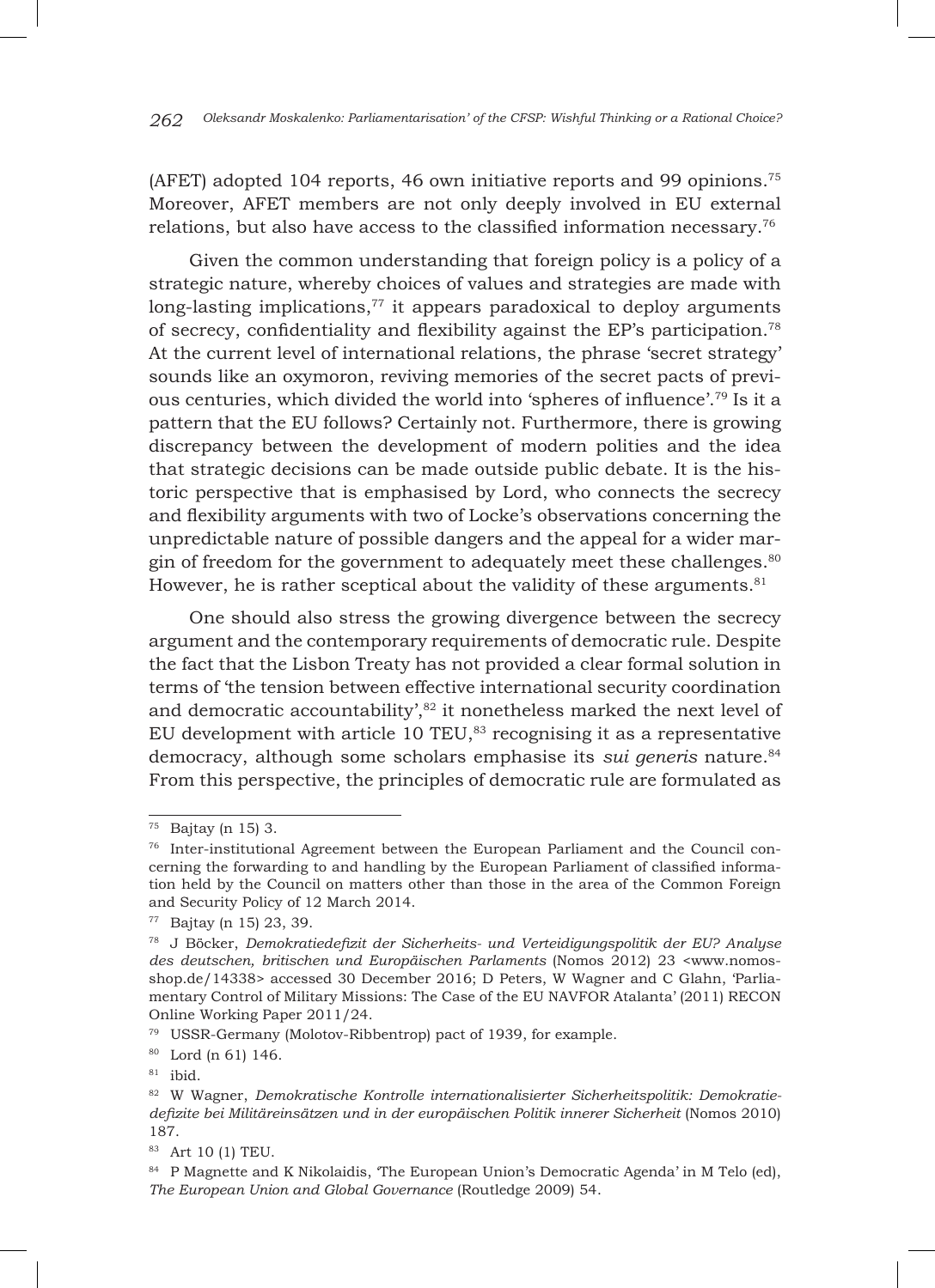(AFET) adopted 104 reports, 46 own initiative reports and 99 opinions.[75] Moreover, AFET members are not only deeply involved in EU external relations, but also have access to the classified information necessary.[76]

Given the common understanding that foreign policy is a policy of a strategic nature, whereby choices of values and strategies are made with long-lasting implications,[77] it appears paradoxical to deploy arguments of secrecy, confidentiality and flexibility against the EP's participation.[78] At the current level of international relations, the phrase 'secret strategy' sounds like an oxymoron, reviving memories of the secret pacts of previous centuries, which divided the world into 'spheres of influence'.[79] Is it a pattern that the EU follows? Certainly not. Furthermore, there is growing discrepancy between the development of modern polities and the idea that strategic decisions can be made outside public debate. It is the historic perspective that is emphasised by Lord, who connects the secrecy and flexibility arguments with two of Locke's observations concerning the unpredictable nature of possible dangers and the appeal for a wider margin of freedom for the government to adequately meet these challenges.[80] However, he is rather sceptical about the validity of these arguments.[81]

One should also stress the growing divergence between the secrecy argument and the contemporary requirements of democratic rule. Despite the fact that the Lisbon Treaty has not provided a clear formal solution in terms of 'the tension between effective international security coordination and democratic accountability',[82] it nonetheless marked the next level of EU development with article 10 TEU,[83] recognising it as a representative democracy, although some scholars emphasise its *sui generis* nature.[84] From this perspective, the principles of democratic rule are formulated as

---

[75] Bajtay (n 15) 3.

[76] Inter-institutional Agreement between the European Parliament and the Council concerning the forwarding to and handling by the European Parliament of classified information held by the Council on matters other than those in the area of the Common Foreign and Security Policy of 12 March 2014.

[77] Bajtay (n 15) 23, 39.

[78] J Böcker, *Demokratiedefizit der Sicherheits- und Verteidigungspolitik der EU? Analyse des deutschen, britischen und Europäischen Parlaments* (Nomos 2012) 23 <www.nomos-shop.de/14338> accessed 30 December 2016; D Peters, W Wagner and C Glahn, 'Parliamentary Control of Military Missions: The Case of the EU NAVFOR Atalanta' (2011) RECON Online Working Paper 2011/24.

[79] USSR-Germany (Molotov-Ribbentrop) pact of 1939, for example.

[80] Lord (n 61) 146.

[81] ibid.

[82] W Wagner, *Demokratische Kontrolle internationalisierter Sicherheitspolitik: Demokratiedefizite bei Militäreinsätzen und in der europäischen Politik innerer Sicherheit* (Nomos 2010) 187.

[83] Art 10 (1) TEU.

[84] P Magnette and K Nikolaidis, 'The European Union's Democratic Agenda' in M Telo (ed), *The European Union and Global Governance* (Routledge 2009) 54.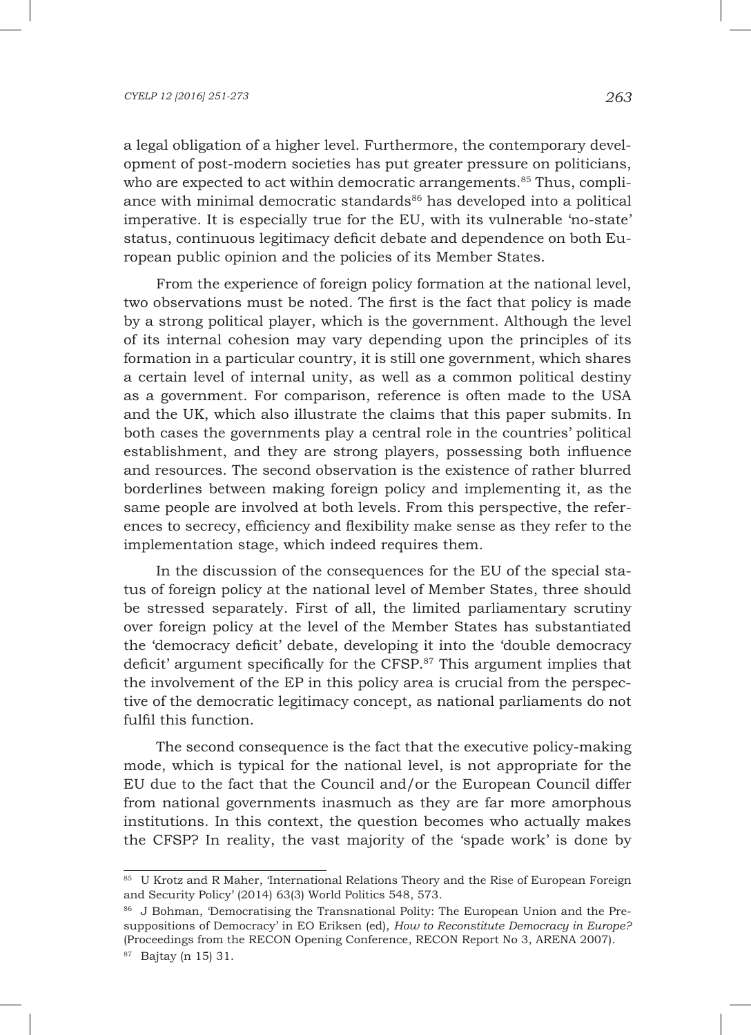a legal obligation of a higher level. Furthermore, the contemporary development of post-modern societies has put greater pressure on politicians, who are expected to act within democratic arrangements.[85] Thus, compliance with minimal democratic standards[86] has developed into a political imperative. It is especially true for the EU, with its vulnerable 'no-state' status, continuous legitimacy deficit debate and dependence on both European public opinion and the policies of its Member States.

From the experience of foreign policy formation at the national level, two observations must be noted. The first is the fact that policy is made by a strong political player, which is the government. Although the level of its internal cohesion may vary depending upon the principles of its formation in a particular country, it is still one government, which shares a certain level of internal unity, as well as a common political destiny as a government. For comparison, reference is often made to the USA and the UK, which also illustrate the claims that this paper submits. In both cases the governments play a central role in the countries' political establishment, and they are strong players, possessing both influence and resources. The second observation is the existence of rather blurred borderlines between making foreign policy and implementing it, as the same people are involved at both levels. From this perspective, the references to secrecy, efficiency and flexibility make sense as they refer to the implementation stage, which indeed requires them.

In the discussion of the consequences for the EU of the special status of foreign policy at the national level of Member States, three should be stressed separately. First of all, the limited parliamentary scrutiny over foreign policy at the level of the Member States has substantiated the 'democracy deficit' debate, developing it into the 'double democracy deficit' argument specifically for the CFSP.[87] This argument implies that the involvement of the EP in this policy area is crucial from the perspective of the democratic legitimacy concept, as national parliaments do not fulfil this function.

The second consequence is the fact that the executive policy-making mode, which is typical for the national level, is not appropriate for the EU due to the fact that the Council and/or the European Council differ from national governments inasmuch as they are far more amorphous institutions. In this context, the question becomes who actually makes the CFSP? In reality, the vast majority of the 'spade work' is done by

---

[85] U Krotz and R Maher, 'International Relations Theory and the Rise of European Foreign and Security Policy' (2014) 63(3) World Politics 548, 573.

[86] J Bohman, 'Democratising the Transnational Polity: The European Union and the Presuppositions of Democracy' in EO Eriksen (ed), *How to Reconstitute Democracy in Europe?* (Proceedings from the RECON Opening Conference, RECON Report No 3, ARENA 2007).

[87] Bajtay (n 15) 31.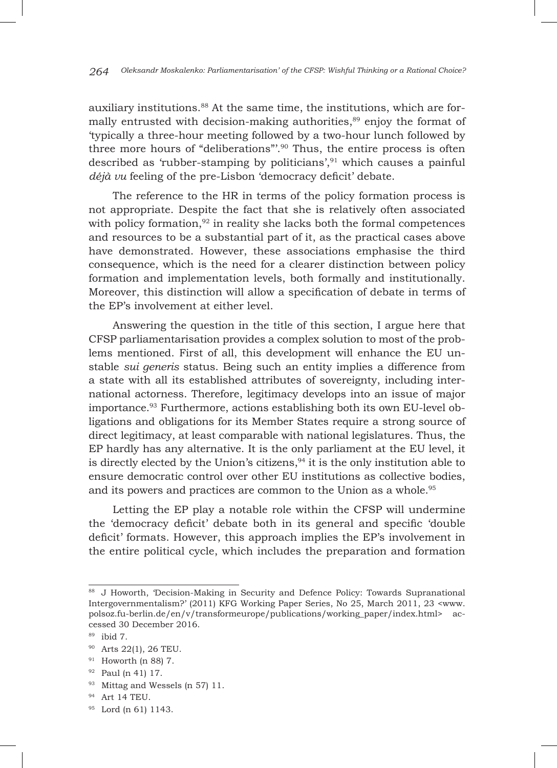auxiliary institutions.[88] At the same time, the institutions, which are formally entrusted with decision-making authorities,[89] enjoy the format of 'typically a three-hour meeting followed by a two-hour lunch followed by three more hours of "deliberations"'.[90] Thus, the entire process is often described as 'rubber-stamping by politicians',[91] which causes a painful *déjà vu* feeling of the pre-Lisbon 'democracy deficit' debate.

The reference to the HR in terms of the policy formation process is not appropriate. Despite the fact that she is relatively often associated with policy formation,[92] in reality she lacks both the formal competences and resources to be a substantial part of it, as the practical cases above have demonstrated. However, these associations emphasise the third consequence, which is the need for a clearer distinction between policy formation and implementation levels, both formally and institutionally. Moreover, this distinction will allow a specification of debate in terms of the EP's involvement at either level.

Answering the question in the title of this section, I argue here that CFSP parliamentarisation provides a complex solution to most of the problems mentioned. First of all, this development will enhance the EU unstable *sui generis* status. Being such an entity implies a difference from a state with all its established attributes of sovereignty, including international actorness. Therefore, legitimacy develops into an issue of major importance.[93] Furthermore, actions establishing both its own EU-level obligations and obligations for its Member States require a strong source of direct legitimacy, at least comparable with national legislatures. Thus, the EP hardly has any alternative. It is the only parliament at the EU level, it is directly elected by the Union's citizens,[94] it is the only institution able to ensure democratic control over other EU institutions as collective bodies, and its powers and practices are common to the Union as a whole.[95]

Letting the EP play a notable role within the CFSP will undermine the 'democracy deficit' debate both in its general and specific 'double deficit' formats. However, this approach implies the EP's involvement in the entire political cycle, which includes the preparation and formation

---

[88] J Howorth, 'Decision-Making in Security and Defence Policy: Towards Supranational Intergovernmentalism?' (2011) KFG Working Paper Series, No 25, March 2011, 23 <www.polsoz.fu-berlin.de/en/v/transformeurope/publications/working_paper/index.html> accessed 30 December 2016.

[89] ibid 7.

[90] Arts 22(1), 26 TEU.

[91] Howorth (n 88) 7.

[92] Paul (n 41) 17.

[93] Mittag and Wessels (n 57) 11.

[94] Art 14 TEU.

[95] Lord (n 61) 1143.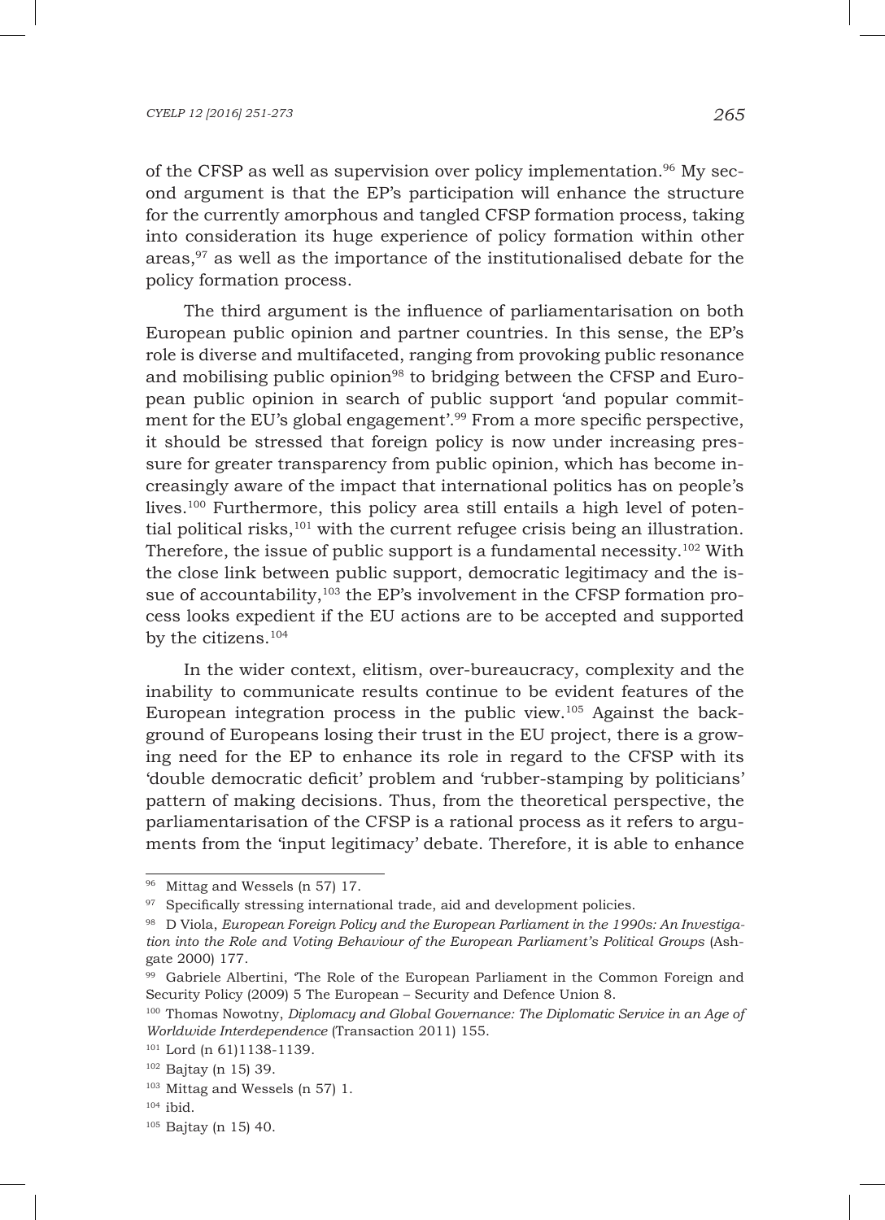of the CFSP as well as supervision over policy implementation.[96] My second argument is that the EP's participation will enhance the structure for the currently amorphous and tangled CFSP formation process, taking into consideration its huge experience of policy formation within other areas,[97] as well as the importance of the institutionalised debate for the policy formation process.

The third argument is the influence of parliamentarisation on both European public opinion and partner countries. In this sense, the EP's role is diverse and multifaceted, ranging from provoking public resonance and mobilising public opinion[98] to bridging between the CFSP and European public opinion in search of public support 'and popular commitment for the EU's global engagement'.[99] From a more specific perspective, it should be stressed that foreign policy is now under increasing pressure for greater transparency from public opinion, which has become increasingly aware of the impact that international politics has on people's lives.[100] Furthermore, this policy area still entails a high level of potential political risks,[101] with the current refugee crisis being an illustration. Therefore, the issue of public support is a fundamental necessity.[102] With the close link between public support, democratic legitimacy and the issue of accountability,[103] the EP's involvement in the CFSP formation process looks expedient if the EU actions are to be accepted and supported by the citizens.[104]

In the wider context, elitism, over-bureaucracy, complexity and the inability to communicate results continue to be evident features of the European integration process in the public view.[105] Against the background of Europeans losing their trust in the EU project, there is a growing need for the EP to enhance its role in regard to the CFSP with its 'double democratic deficit' problem and 'rubber-stamping by politicians' pattern of making decisions. Thus, from the theoretical perspective, the parliamentarisation of the CFSP is a rational process as it refers to arguments from the 'input legitimacy' debate. Therefore, it is able to enhance

---

[96] Mittag and Wessels (n 57) 17.

[97] Specifically stressing international trade, aid and development policies.

[98] D Viola, *European Foreign Policy and the European Parliament in the 1990s: An Investigation into the Role and Voting Behaviour of the European Parliament's Political Groups* (Ashgate 2000) 177.

[99] Gabriele Albertini, 'The Role of the European Parliament in the Common Foreign and Security Policy (2009) 5 The European – Security and Defence Union 8.

[100] Thomas Nowotny, *Diplomacy and Global Governance: The Diplomatic Service in an Age of Worldwide Interdependence* (Transaction 2011) 155.

[101] Lord (n 61)1138-1139.

[102] Bajtay (n 15) 39.

[103] Mittag and Wessels (n 57) 1.

[104] ibid.

[105] Bajtay (n 15) 40.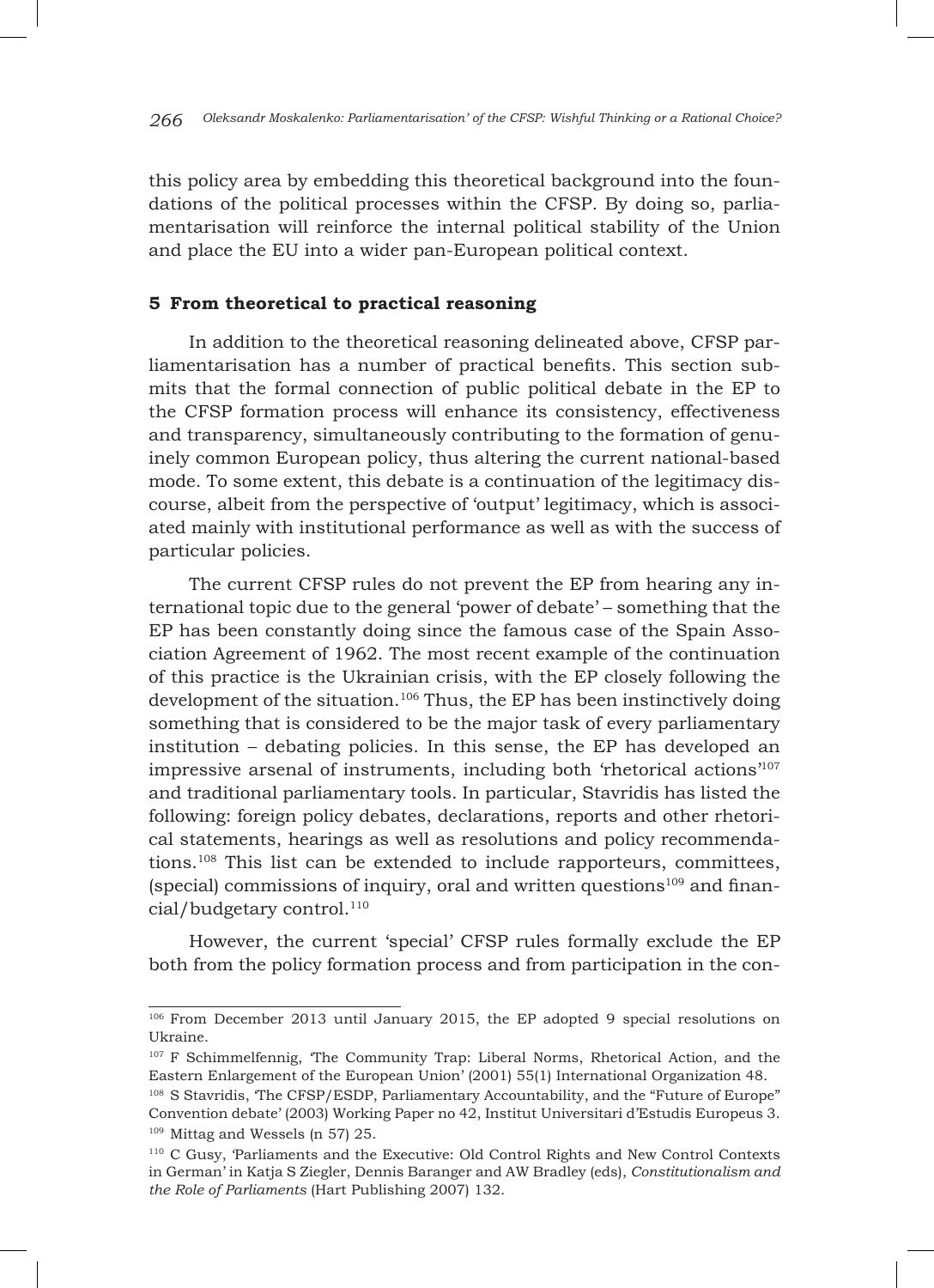this policy area by embedding this theoretical background into the foundations of the political processes within the CFSP. By doing so, parliamentarisation will reinforce the internal political stability of the Union and place the EU into a wider pan-European political context.

## 5 From theoretical to practical reasoning

In addition to the theoretical reasoning delineated above, CFSP parliamentarisation has a number of practical benefits. This section submits that the formal connection of public political debate in the EP to the CFSP formation process will enhance its consistency, effectiveness and transparency, simultaneously contributing to the formation of genuinely common European policy, thus altering the current national-based mode. To some extent, this debate is a continuation of the legitimacy discourse, albeit from the perspective of 'output' legitimacy, which is associated mainly with institutional performance as well as with the success of particular policies.

The current CFSP rules do not prevent the EP from hearing any international topic due to the general 'power of debate' – something that the EP has been constantly doing since the famous case of the Spain Association Agreement of 1962. The most recent example of the continuation of this practice is the Ukrainian crisis, with the EP closely following the development of the situation.[106] Thus, the EP has been instinctively doing something that is considered to be the major task of every parliamentary institution – debating policies. In this sense, the EP has developed an impressive arsenal of instruments, including both 'rhetorical actions'[107] and traditional parliamentary tools. In particular, Stavridis has listed the following: foreign policy debates, declarations, reports and other rhetorical statements, hearings as well as resolutions and policy recommendations.[108] This list can be extended to include rapporteurs, committees, (special) commissions of inquiry, oral and written questions[109] and financial/budgetary control.[110]

However, the current 'special' CFSP rules formally exclude the EP both from the policy formation process and from participation in the con-

---

[106] From December 2013 until January 2015, the EP adopted 9 special resolutions on Ukraine.

[107] F Schimmelfennig, 'The Community Trap: Liberal Norms, Rhetorical Action, and the Eastern Enlargement of the European Union' (2001) 55(1) International Organization 48.

[108] S Stavridis, 'The CFSP/ESDP, Parliamentary Accountability, and the "Future of Europe" Convention debate' (2003) Working Paper no 42, Institut Universitari d'Estudis Europeus 3.

[109] Mittag and Wessels (n 57) 25.

[110] C Gusy, 'Parliaments and the Executive: Old Control Rights and New Control Contexts in German' in Katja S Ziegler, Dennis Baranger and AW Bradley (eds), *Constitutionalism and the Role of Parliaments* (Hart Publishing 2007) 132.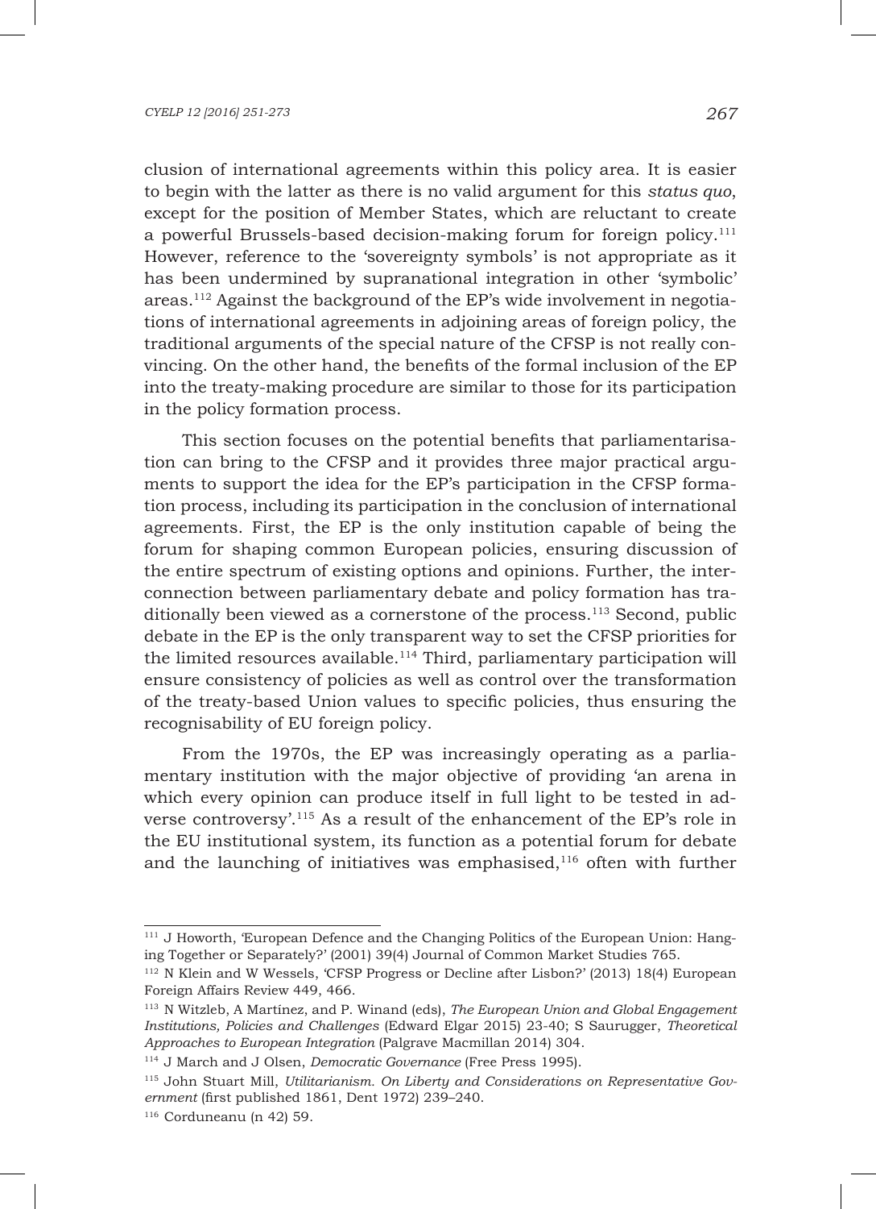clusion of international agreements within this policy area. It is easier to begin with the latter as there is no valid argument for this *status quo*, except for the position of Member States, which are reluctant to create a powerful Brussels-based decision-making forum for foreign policy.[111] However, reference to the 'sovereignty symbols' is not appropriate as it has been undermined by supranational integration in other 'symbolic' areas.[112] Against the background of the EP's wide involvement in negotiations of international agreements in adjoining areas of foreign policy, the traditional arguments of the special nature of the CFSP is not really convincing. On the other hand, the benefits of the formal inclusion of the EP into the treaty-making procedure are similar to those for its participation in the policy formation process.

This section focuses on the potential benefits that parliamentarisation can bring to the CFSP and it provides three major practical arguments to support the idea for the EP's participation in the CFSP formation process, including its participation in the conclusion of international agreements. First, the EP is the only institution capable of being the forum for shaping common European policies, ensuring discussion of the entire spectrum of existing options and opinions. Further, the interconnection between parliamentary debate and policy formation has traditionally been viewed as a cornerstone of the process.[113] Second, public debate in the EP is the only transparent way to set the CFSP priorities for the limited resources available.[114] Third, parliamentary participation will ensure consistency of policies as well as control over the transformation of the treaty-based Union values to specific policies, thus ensuring the recognisability of EU foreign policy.

From the 1970s, the EP was increasingly operating as a parliamentary institution with the major objective of providing 'an arena in which every opinion can produce itself in full light to be tested in adverse controversy'.[115] As a result of the enhancement of the EP's role in the EU institutional system, its function as a potential forum for debate and the launching of initiatives was emphasised,[116] often with further

---

[111] J Howorth, 'European Defence and the Changing Politics of the European Union: Hanging Together or Separately?' (2001) 39(4) Journal of Common Market Studies 765.

[112] N Klein and W Wessels, 'CFSP Progress or Decline after Lisbon?' (2013) 18(4) European Foreign Affairs Review 449, 466.

[113] N Witzleb, A Martínez, and P. Winand (eds), *The European Union and Global Engagement Institutions, Policies and Challenges* (Edward Elgar 2015) 23-40; S Saurugger, *Theoretical Approaches to European Integration* (Palgrave Macmillan 2014) 304.

[114] J March and J Olsen, *Democratic Governance* (Free Press 1995).

[115] John Stuart Mill, *Utilitarianism. On Liberty and Considerations on Representative Government* (first published 1861, Dent 1972) 239–240.

[116] Corduneanu (n 42) 59.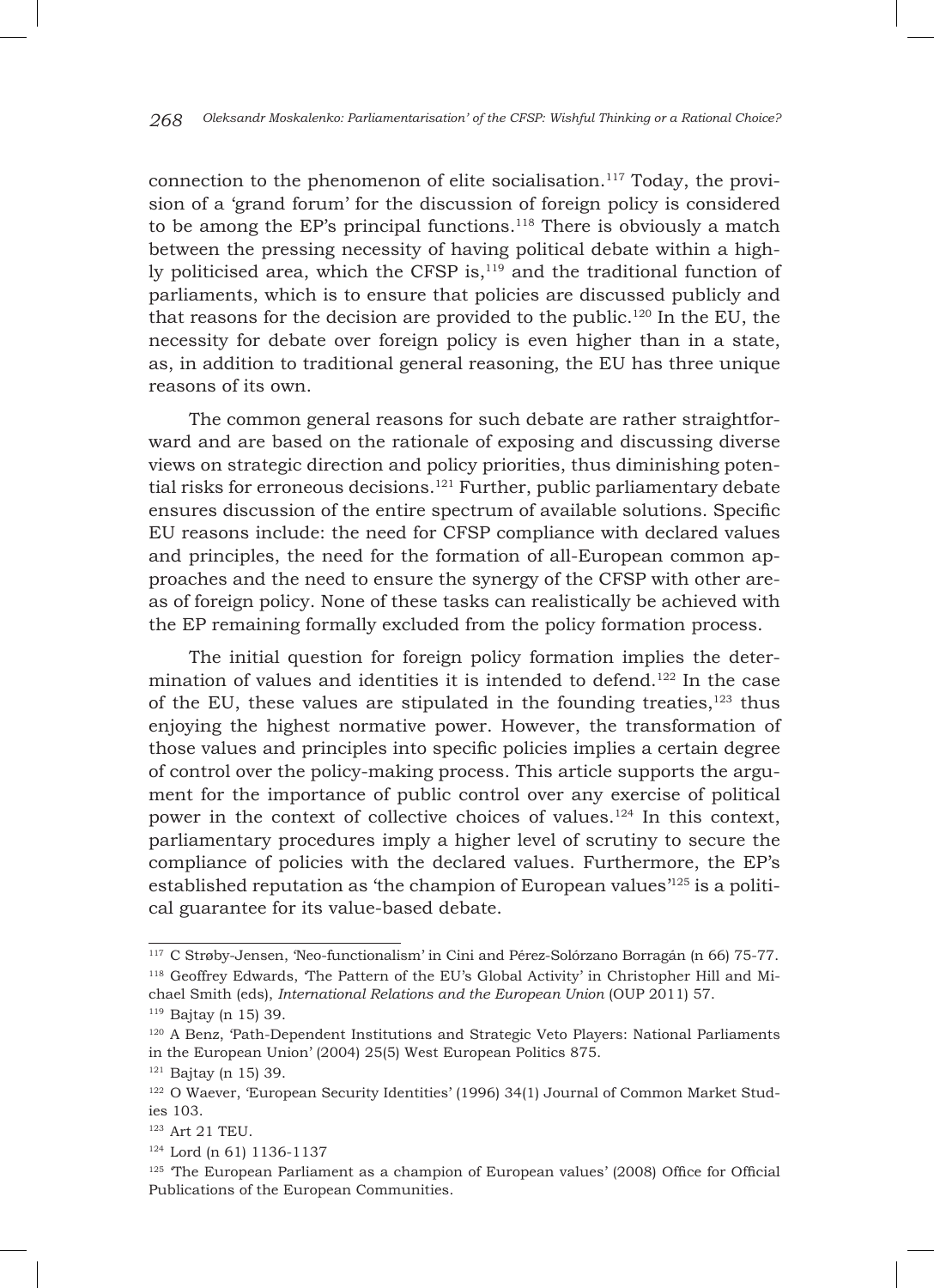connection to the phenomenon of elite socialisation.[117] Today, the provision of a 'grand forum' for the discussion of foreign policy is considered to be among the EP's principal functions.[118] There is obviously a match between the pressing necessity of having political debate within a highly politicised area, which the CFSP is,[119] and the traditional function of parliaments, which is to ensure that policies are discussed publicly and that reasons for the decision are provided to the public.[120] In the EU, the necessity for debate over foreign policy is even higher than in a state, as, in addition to traditional general reasoning, the EU has three unique reasons of its own.

The common general reasons for such debate are rather straightforward and are based on the rationale of exposing and discussing diverse views on strategic direction and policy priorities, thus diminishing potential risks for erroneous decisions.[121] Further, public parliamentary debate ensures discussion of the entire spectrum of available solutions. Specific EU reasons include: the need for CFSP compliance with declared values and principles, the need for the formation of all-European common approaches and the need to ensure the synergy of the CFSP with other areas of foreign policy. None of these tasks can realistically be achieved with the EP remaining formally excluded from the policy formation process.

The initial question for foreign policy formation implies the determination of values and identities it is intended to defend.[122] In the case of the EU, these values are stipulated in the founding treaties,[123] thus enjoying the highest normative power. However, the transformation of those values and principles into specific policies implies a certain degree of control over the policy-making process. This article supports the argument for the importance of public control over any exercise of political power in the context of collective choices of values.[124] In this context, parliamentary procedures imply a higher level of scrutiny to secure the compliance of policies with the declared values. Furthermore, the EP's established reputation as 'the champion of European values'[125] is a political guarantee for its value-based debate.

---

[117] C Strøby-Jensen, 'Neo-functionalism' in Cini and Pérez-Solórzano Borragán (n 66) 75-77.

[118] Geoffrey Edwards, 'The Pattern of the EU's Global Activity' in Christopher Hill and Michael Smith (eds), *International Relations and the European Union* (OUP 2011) 57.

[119] Bajtay (n 15) 39.

[120] A Benz, 'Path-Dependent Institutions and Strategic Veto Players: National Parliaments in the European Union' (2004) 25(5) West European Politics 875.

[121] Bajtay (n 15) 39.

[122] O Waever, 'European Security Identities' (1996) 34(1) Journal of Common Market Studies 103.

[123] Art 21 TEU.

[124] Lord (n 61) 1136-1137

[125] 'The European Parliament as a champion of European values' (2008) Office for Official Publications of the European Communities.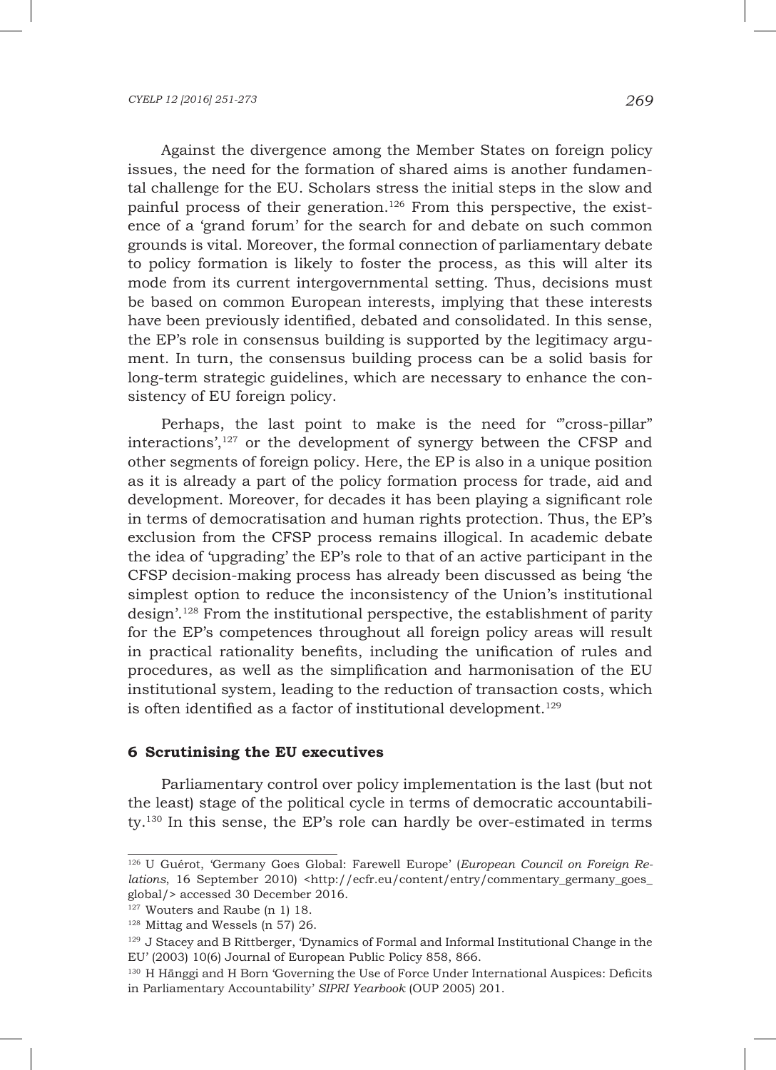Against the divergence among the Member States on foreign policy issues, the need for the formation of shared aims is another fundamental challenge for the EU. Scholars stress the initial steps in the slow and painful process of their generation.[126] From this perspective, the existence of a 'grand forum' for the search for and debate on such common grounds is vital. Moreover, the formal connection of parliamentary debate to policy formation is likely to foster the process, as this will alter its mode from its current intergovernmental setting. Thus, decisions must be based on common European interests, implying that these interests have been previously identified, debated and consolidated. In this sense, the EP's role in consensus building is supported by the legitimacy argument. In turn, the consensus building process can be a solid basis for long-term strategic guidelines, which are necessary to enhance the consistency of EU foreign policy.

Perhaps, the last point to make is the need for '"cross-pillar" interactions',[127] or the development of synergy between the CFSP and other segments of foreign policy. Here, the EP is also in a unique position as it is already a part of the policy formation process for trade, aid and development. Moreover, for decades it has been playing a significant role in terms of democratisation and human rights protection. Thus, the EP's exclusion from the CFSP process remains illogical. In academic debate the idea of 'upgrading' the EP's role to that of an active participant in the CFSP decision-making process has already been discussed as being 'the simplest option to reduce the inconsistency of the Union's institutional design'.[128] From the institutional perspective, the establishment of parity for the EP's competences throughout all foreign policy areas will result in practical rationality benefits, including the unification of rules and procedures, as well as the simplification and harmonisation of the EU institutional system, leading to the reduction of transaction costs, which is often identified as a factor of institutional development.[129]

## 6 Scrutinising the EU executives

Parliamentary control over policy implementation is the last (but not the least) stage of the political cycle in terms of democratic accountability.[130] In this sense, the EP's role can hardly be over-estimated in terms

---

[126] U Guérot, 'Germany Goes Global: Farewell Europe' (*European Council on Foreign Relations*, 16 September 2010) <http://ecfr.eu/content/entry/commentary_germany_goes_global/> accessed 30 December 2016.

[127] Wouters and Raube (n 1) 18.

[128] Mittag and Wessels (n 57) 26.

[129] J Stacey and B Rittberger, 'Dynamics of Formal and Informal Institutional Change in the EU' (2003) 10(6) Journal of European Public Policy 858, 866.

[130] H Hänggi and H Born 'Governing the Use of Force Under International Auspices: Deficits in Parliamentary Accountability' *SIPRI Yearbook* (OUP 2005) 201.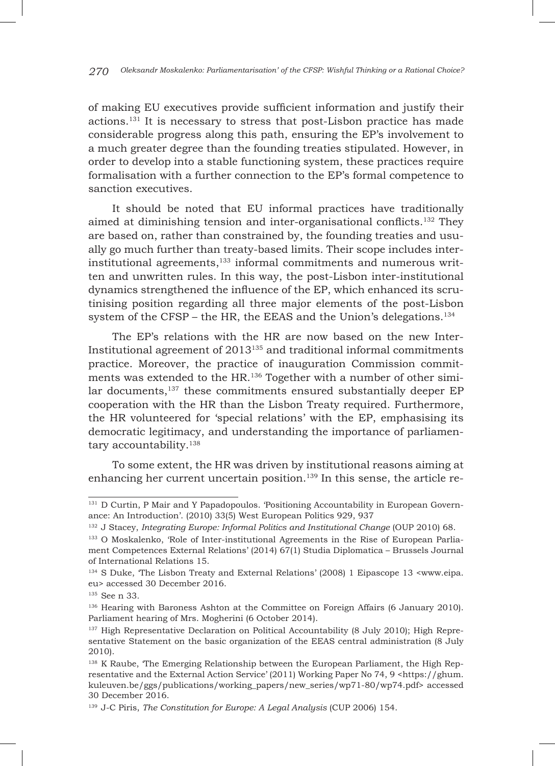of making EU executives provide sufficient information and justify their actions.[131] It is necessary to stress that post-Lisbon practice has made considerable progress along this path, ensuring the EP's involvement to a much greater degree than the founding treaties stipulated. However, in order to develop into a stable functioning system, these practices require formalisation with a further connection to the EP's formal competence to sanction executives.

It should be noted that EU informal practices have traditionally aimed at diminishing tension and inter-organisational conflicts.[132] They are based on, rather than constrained by, the founding treaties and usually go much further than treaty-based limits. Their scope includes inter-institutional agreements,[133] informal commitments and numerous written and unwritten rules. In this way, the post-Lisbon inter-institutional dynamics strengthened the influence of the EP, which enhanced its scrutinising position regarding all three major elements of the post-Lisbon system of the CFSP – the HR, the EEAS and the Union's delegations.[134]

The EP's relations with the HR are now based on the new Inter-Institutional agreement of 2013[135] and traditional informal commitments practice. Moreover, the practice of inauguration Commission commitments was extended to the HR.[136] Together with a number of other similar documents,[137] these commitments ensured substantially deeper EP cooperation with the HR than the Lisbon Treaty required. Furthermore, the HR volunteered for 'special relations' with the EP, emphasising its democratic legitimacy, and understanding the importance of parliamentary accountability.[138]

To some extent, the HR was driven by institutional reasons aiming at enhancing her current uncertain position.[139] In this sense, the article re-

---

[131] D Curtin, P Mair and Y Papadopoulos. 'Positioning Accountability in European Governance: An Introduction'. (2010) 33(5) West European Politics 929, 937

[132] J Stacey, *Integrating Europe: Informal Politics and Institutional Change* (OUP 2010) 68.

[133] O Moskalenko, 'Role of Inter-institutional Agreements in the Rise of European Parliament Competences External Relations' (2014) 67(1) Studia Diplomatica – Brussels Journal of International Relations 15.

[134] S Duke, 'The Lisbon Treaty and External Relations' (2008) 1 Eipascope 13 <www.eipa.eu> accessed 30 December 2016.

[135] See n 33.

[136] Hearing with Baroness Ashton at the Committee on Foreign Affairs (6 January 2010). Parliament hearing of Mrs. Mogherini (6 October 2014).

[137] High Representative Declaration on Political Accountability (8 July 2010); High Representative Statement on the basic organization of the EEAS central administration (8 July 2010).

[138] K Raube, 'The Emerging Relationship between the European Parliament, the High Representative and the External Action Service' (2011) Working Paper No 74, 9 <https://ghum.kuleuven.be/ggs/publications/working_papers/new_series/wp71-80/wp74.pdf> accessed 30 December 2016.

[139] J-C Piris, *The Constitution for Europe: A Legal Analysis* (CUP 2006) 154.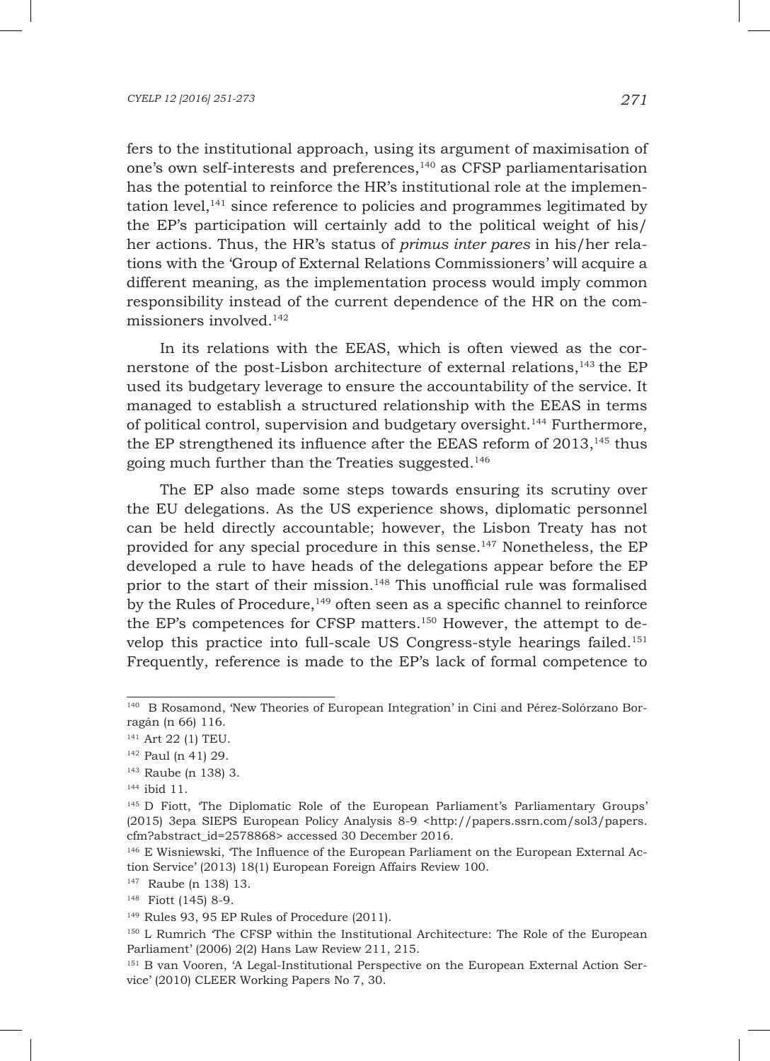fers to the institutional approach, using its argument of maximisation of one's own self-interests and preferences,[140] as CFSP parliamentarisation has the potential to reinforce the HR's institutional role at the implementation level,[141] since reference to policies and programmes legitimated by the EP's participation will certainly add to the political weight of his/her actions. Thus, the HR's status of *primus inter pares* in his/her relations with the 'Group of External Relations Commissioners' will acquire a different meaning, as the implementation process would imply common responsibility instead of the current dependence of the HR on the commissioners involved.[142]

In its relations with the EEAS, which is often viewed as the cornerstone of the post-Lisbon architecture of external relations,[143] the EP used its budgetary leverage to ensure the accountability of the service. It managed to establish a structured relationship with the EEAS in terms of political control, supervision and budgetary oversight.[144] Furthermore, the EP strengthened its influence after the EEAS reform of 2013,[145] thus going much further than the Treaties suggested.[146]

The EP also made some steps towards ensuring its scrutiny over the EU delegations. As the US experience shows, diplomatic personnel can be held directly accountable; however, the Lisbon Treaty has not provided for any special procedure in this sense.[147] Nonetheless, the EP developed a rule to have heads of the delegations appear before the EP prior to the start of their mission.[148] This unofficial rule was formalised by the Rules of Procedure,[149] often seen as a specific channel to reinforce the EP's competences for CFSP matters.[150] However, the attempt to develop this practice into full-scale US Congress-style hearings failed.[151] Frequently, reference is made to the EP's lack of formal competence to

---

[140] B Rosamond, 'New Theories of European Integration' in Cini and Pérez-Solórzano Borragán (n 66) 116.

[141] Art 22 (1) TEU.

[142] Paul (n 41) 29.

[143] Raube (n 138) 3.

[144] ibid 11.

[145] D Fiott, 'The Diplomatic Role of the European Parliament's Parliamentary Groups' (2015) 3epa SIEPS European Policy Analysis 8-9 <http://papers.ssrn.com/sol3/papers.cfm?abstract_id=2578868> accessed 30 December 2016.

[146] E Wisniewski, 'The Influence of the European Parliament on the European External Action Service' (2013) 18(1) European Foreign Affairs Review 100.

[147] Raube (n 138) 13.

[148] Fiott (145) 8-9.

[149] Rules 93, 95 EP Rules of Procedure (2011).

[150] L Rumrich 'The CFSP within the Institutional Architecture: The Role of the European Parliament' (2006) 2(2) Hans Law Review 211, 215.

[151] B van Vooren, 'A Legal-Institutional Perspective on the European External Action Service' (2010) CLEER Working Papers No 7, 30.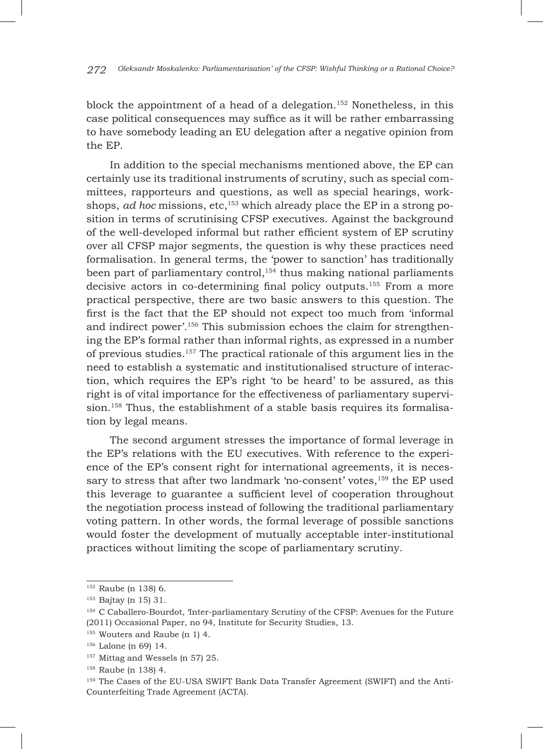block the appointment of a head of a delegation.[152] Nonetheless, in this case political consequences may suffice as it will be rather embarrassing to have somebody leading an EU delegation after a negative opinion from the EP.

In addition to the special mechanisms mentioned above, the EP can certainly use its traditional instruments of scrutiny, such as special committees, rapporteurs and questions, as well as special hearings, workshops, *ad hoc* missions, etc,[153] which already place the EP in a strong position in terms of scrutinising CFSP executives. Against the background of the well-developed informal but rather efficient system of EP scrutiny over all CFSP major segments, the question is why these practices need formalisation. In general terms, the 'power to sanction' has traditionally been part of parliamentary control,[154] thus making national parliaments decisive actors in co-determining final policy outputs.[155] From a more practical perspective, there are two basic answers to this question. The first is the fact that the EP should not expect too much from 'informal and indirect power'.[156] This submission echoes the claim for strengthening the EP's formal rather than informal rights, as expressed in a number of previous studies.[157] The practical rationale of this argument lies in the need to establish a systematic and institutionalised structure of interaction, which requires the EP's right 'to be heard' to be assured, as this right is of vital importance for the effectiveness of parliamentary supervision.[158] Thus, the establishment of a stable basis requires its formalisation by legal means.

The second argument stresses the importance of formal leverage in the EP's relations with the EU executives. With reference to the experience of the EP's consent right for international agreements, it is necessary to stress that after two landmark 'no-consent' votes,[159] the EP used this leverage to guarantee a sufficient level of cooperation throughout the negotiation process instead of following the traditional parliamentary voting pattern. In other words, the formal leverage of possible sanctions would foster the development of mutually acceptable inter-institutional practices without limiting the scope of parliamentary scrutiny.

---

[152] Raube (n 138) 6.

[153] Bajtay (n 15) 31.

[154] C Caballero-Bourdot, 'Inter-parliamentary Scrutiny of the CFSP: Avenues for the Future (2011) Occasional Paper, no 94, Institute for Security Studies, 13.

[155] Wouters and Raube (n 1) 4.

[156] Lalone (n 69) 14.

[157] Mittag and Wessels (n 57) 25.

[158] Raube (n 138) 4.

[159] The Cases of the EU-USA SWIFT Bank Data Transfer Agreement (SWIFT) and the Anti-Counterfeiting Trade Agreement (ACTA).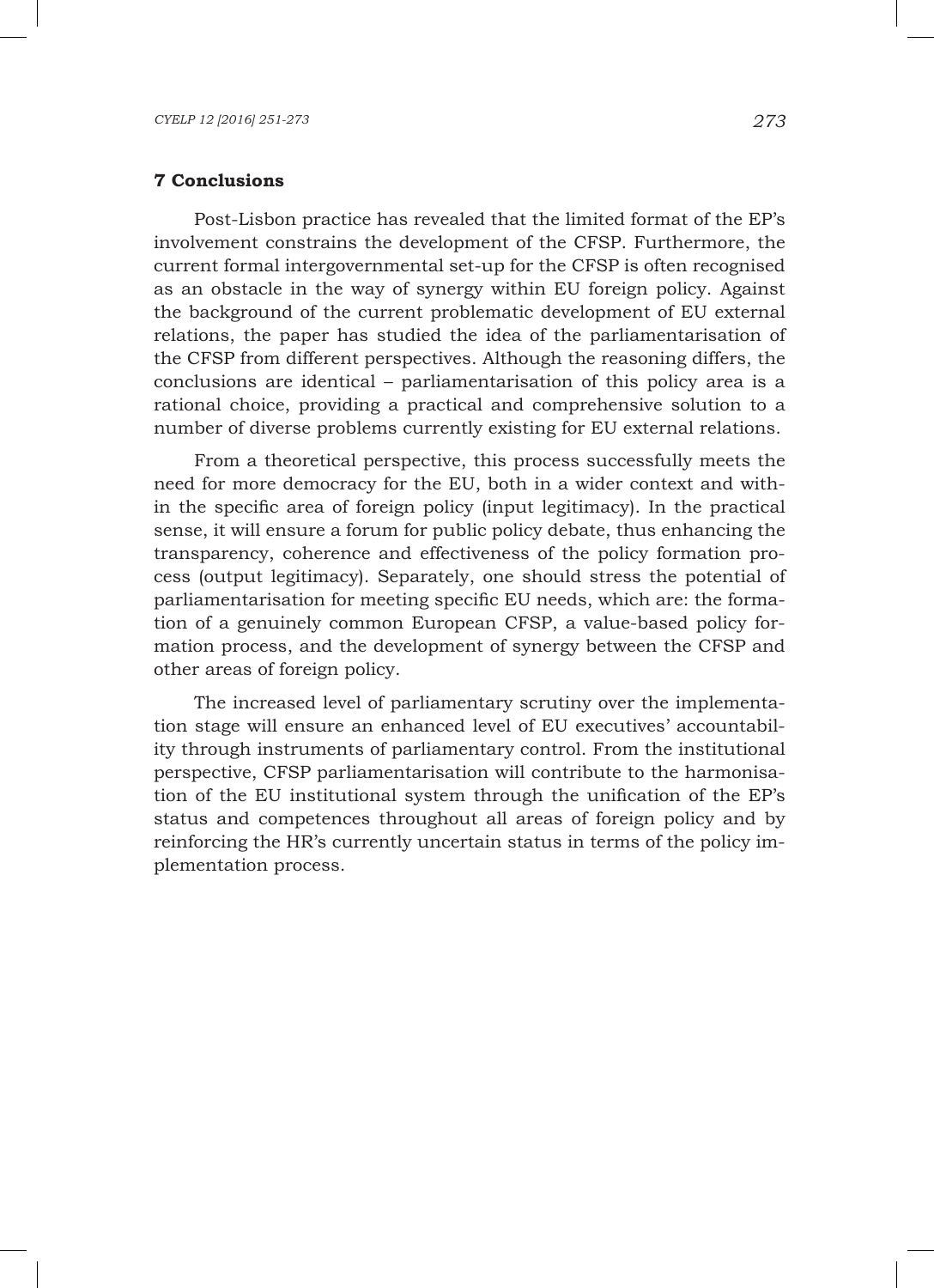## 7 Conclusions

Post-Lisbon practice has revealed that the limited format of the EP's involvement constrains the development of the CFSP. Furthermore, the current formal intergovernmental set-up for the CFSP is often recognised as an obstacle in the way of synergy within EU foreign policy. Against the background of the current problematic development of EU external relations, the paper has studied the idea of the parliamentarisation of the CFSP from different perspectives. Although the reasoning differs, the conclusions are identical – parliamentarisation of this policy area is a rational choice, providing a practical and comprehensive solution to a number of diverse problems currently existing for EU external relations.

From a theoretical perspective, this process successfully meets the need for more democracy for the EU, both in a wider context and within the specific area of foreign policy (input legitimacy). In the practical sense, it will ensure a forum for public policy debate, thus enhancing the transparency, coherence and effectiveness of the policy formation process (output legitimacy). Separately, one should stress the potential of parliamentarisation for meeting specific EU needs, which are: the formation of a genuinely common European CFSP, a value-based policy formation process, and the development of synergy between the CFSP and other areas of foreign policy.

The increased level of parliamentary scrutiny over the implementation stage will ensure an enhanced level of EU executives' accountability through instruments of parliamentary control. From the institutional perspective, CFSP parliamentarisation will contribute to the harmonisation of the EU institutional system through the unification of the EP's status and competences throughout all areas of foreign policy and by reinforcing the HR's currently uncertain status in terms of the policy implementation process.